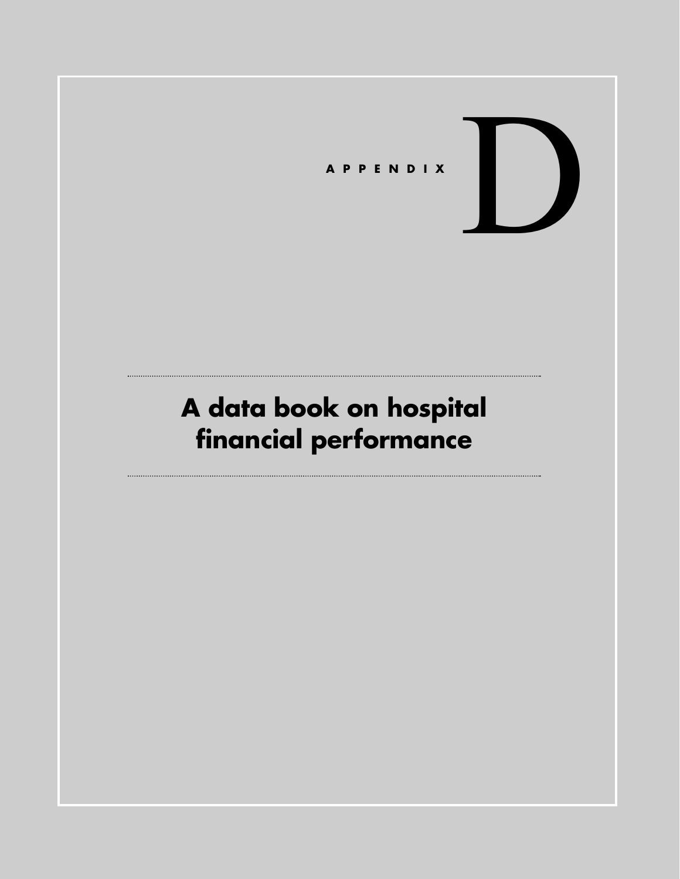APPENDIX D

# A data book on hospital financial performance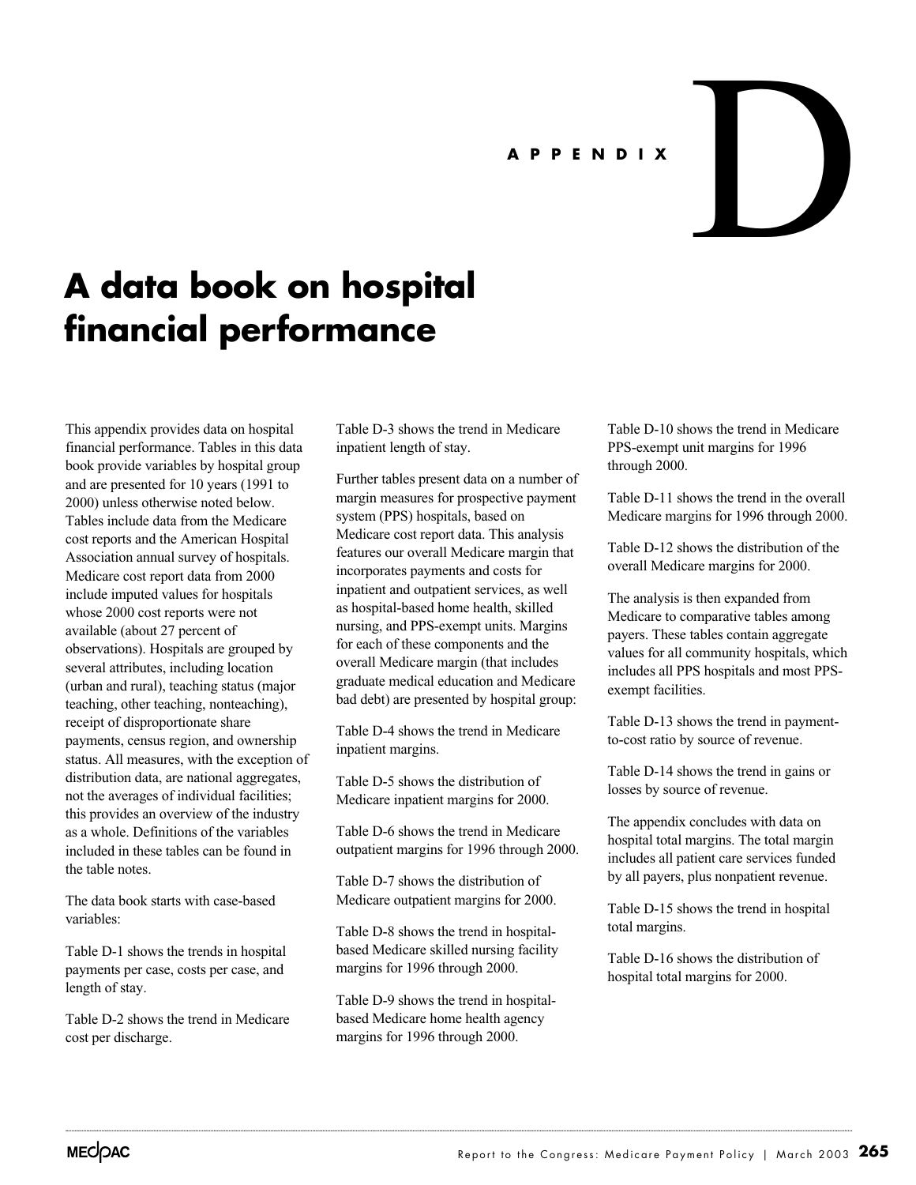APPENDIX D

# A data book on hospital financial performance

This appendix provides data on hospital financial performance. Tables in this data book provide variables by hospital group and are presented for 10 years (1991 to 2000) unless otherwise noted below. Tables include data from the Medicare cost reports and the American Hospital Association annual survey of hospitals. Medicare cost report data from 2000 include imputed values for hospitals whose 2000 cost reports were not available (about 27 percent of observations). Hospitals are grouped by several attributes, including location (urban and rural), teaching status (major teaching, other teaching, nonteaching), receipt of disproportionate share payments, census region, and ownership status. All measures, with the exception of distribution data, are national aggregates, not the averages of individual facilities; this provides an overview of the industry as a whole. Definitions of the variables included in these tables can be found in the table notes.

The data book starts with case-based variables:

Table D-1 shows the trends in hospital payments per case, costs per case, and length of stay.

Table D-2 shows the trend in Medicare cost per discharge.

Table D-3 shows the trend in Medicare inpatient length of stay.

Further tables present data on a number of margin measures for prospective payment system (PPS) hospitals, based on Medicare cost report data. This analysis features our overall Medicare margin that incorporates payments and costs for inpatient and outpatient services, as well as hospital-based home health, skilled nursing, and PPS-exempt units. Margins for each of these components and the overall Medicare margin (that includes graduate medical education and Medicare bad debt) are presented by hospital group:

Table D-4 shows the trend in Medicare inpatient margins.

Table D-5 shows the distribution of Medicare inpatient margins for 2000.

Table D-6 shows the trend in Medicare outpatient margins for 1996 through 2000.

Table D-7 shows the distribution of Medicare outpatient margins for 2000.

Table D-8 shows the trend in hospital-based Medicare skilled nursing facility margins for 1996 through 2000.

Table D-9 shows the trend in hospital-based Medicare home health agency margins for 1996 through 2000.

Table D-10 shows the trend in Medicare PPS-exempt unit margins for 1996 through 2000.

Table D-11 shows the trend in the overall Medicare margins for 1996 through 2000.

Table D-12 shows the distribution of the overall Medicare margins for 2000.

The analysis is then expanded from Medicare to comparative tables among payers. These tables contain aggregate values for all community hospitals, which includes all PPS hospitals and most PPS-exempt facilities.

Table D-13 shows the trend in payment-to-cost ratio by source of revenue.

Table D-14 shows the trend in gains or losses by source of revenue.

The appendix concludes with data on hospital total margins. The total margin includes all patient care services funded by all payers, plus nonpatient revenue.

Table D-15 shows the trend in hospital total margins.

Table D-16 shows the distribution of hospital total margins for 2000.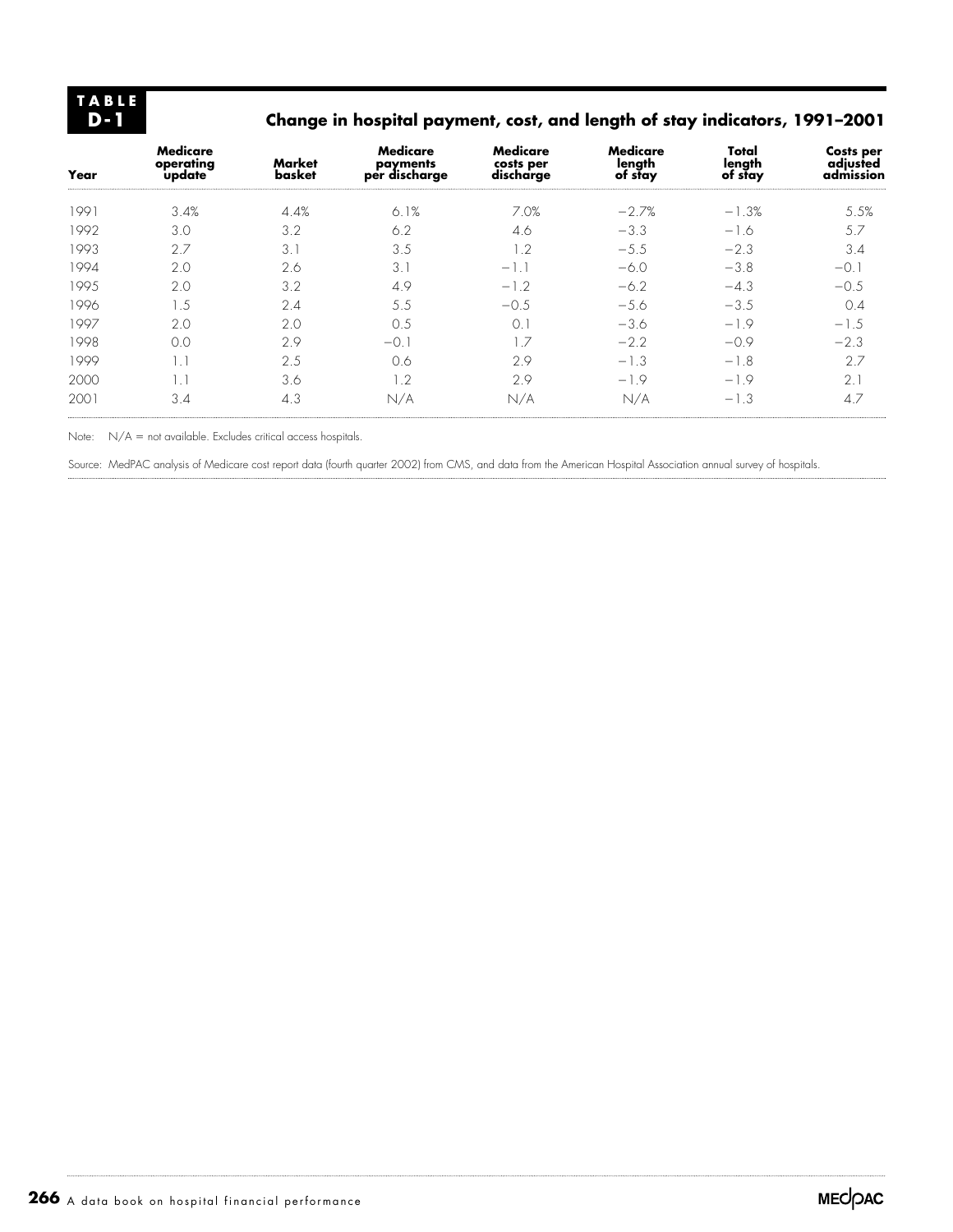**TABLE D-1**

## Change in hospital payment, cost, and length of stay indicators, 1991–2001

| Year | Medicare operating update | Market basket | Medicare payments per discharge | Medicare costs per discharge | Medicare length of stay | Total length of stay | Costs per adjusted admission |
|---|---|---|---|---|---|---|---|
| 1991 | 3.4% | 4.4% | 6.1% | 7.0% | −2.7% | −1.3% | 5.5% |
| 1992 | 3.0 | 3.2 | 6.2 | 4.6 | −3.3 | −1.6 | 5.7 |
| 1993 | 2.7 | 3.1 | 3.5 | 1.2 | −5.5 | −2.3 | 3.4 |
| 1994 | 2.0 | 2.6 | 3.1 | −1.1 | −6.0 | −3.8 | −0.1 |
| 1995 | 2.0 | 3.2 | 4.9 | −1.2 | −6.2 | −4.3 | −0.5 |
| 1996 | 1.5 | 2.4 | 5.5 | −0.5 | −5.6 | −3.5 | 0.4 |
| 1997 | 2.0 | 2.0 | 0.5 | 0.1 | −3.6 | −1.9 | −1.5 |
| 1998 | 0.0 | 2.9 | −0.1 | 1.7 | −2.2 | −0.9 | −2.3 |
| 1999 | 1.1 | 2.5 | 0.6 | 2.9 | −1.3 | −1.8 | 2.7 |
| 2000 | 1.1 | 3.6 | 1.2 | 2.9 | −1.9 | −1.9 | 2.1 |
| 2001 | 3.4 | 4.3 | N/A | N/A | N/A | −1.3 | 4.7 |

Note: N/A = not available. Excludes critical access hospitals.

Source: MedPAC analysis of Medicare cost report data (fourth quarter 2002) from CMS, and data from the American Hospital Association annual survey of hospitals.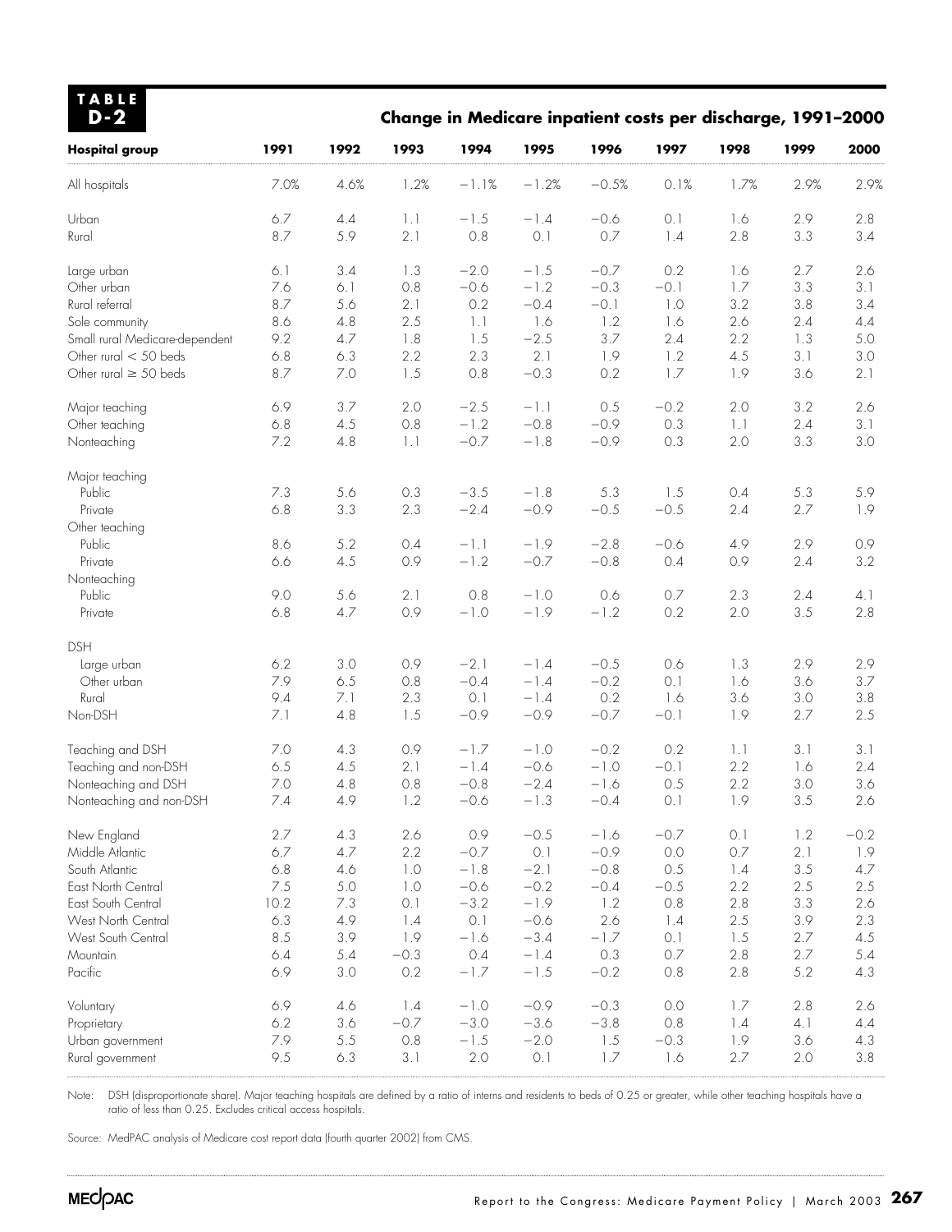**TABLE D-2**

**Change in Medicare inpatient costs per discharge, 1991–2000**

| Hospital group | 1991 | 1992 | 1993 | 1994 | 1995 | 1996 | 1997 | 1998 | 1999 | 2000 |
|---|---|---|---|---|---|---|---|---|---|---|
| All hospitals | 7.0% | 4.6% | 1.2% | −1.1% | −1.2% | −0.5% | 0.1% | 1.7% | 2.9% | 2.9% |
| Urban | 6.7 | 4.4 | 1.1 | −1.5 | −1.4 | −0.6 | 0.1 | 1.6 | 2.9 | 2.8 |
| Rural | 8.7 | 5.9 | 2.1 | 0.8 | 0.1 | 0.7 | 1.4 | 2.8 | 3.3 | 3.4 |
| Large urban | 6.1 | 3.4 | 1.3 | −2.0 | −1.5 | −0.7 | 0.2 | 1.6 | 2.7 | 2.6 |
| Other urban | 7.6 | 6.1 | 0.8 | −0.6 | −1.2 | −0.3 | −0.1 | 1.7 | 3.3 | 3.1 |
| Rural referral | 8.7 | 5.6 | 2.1 | 0.2 | −0.4 | −0.1 | 1.0 | 3.2 | 3.8 | 3.4 |
| Sole community | 8.6 | 4.8 | 2.5 | 1.1 | 1.6 | 1.2 | 1.6 | 2.6 | 2.4 | 4.4 |
| Small rural Medicare-dependent | 9.2 | 4.7 | 1.8 | 1.5 | −2.5 | 3.7 | 2.4 | 2.2 | 1.3 | 5.0 |
| Other rural < 50 beds | 6.8 | 6.3 | 2.2 | 2.3 | 2.1 | 1.9 | 1.2 | 4.5 | 3.1 | 3.0 |
| Other rural ≥ 50 beds | 8.7 | 7.0 | 1.5 | 0.8 | −0.3 | 0.2 | 1.7 | 1.9 | 3.6 | 2.1 |
| Major teaching | 6.9 | 3.7 | 2.0 | −2.5 | −1.1 | 0.5 | −0.2 | 2.0 | 3.2 | 2.6 |
| Other teaching | 6.8 | 4.5 | 0.8 | −1.2 | −0.8 | −0.9 | 0.3 | 1.1 | 2.4 | 3.1 |
| Nonteaching | 7.2 | 4.8 | 1.1 | −0.7 | −1.8 | −0.9 | 0.3 | 2.0 | 3.3 | 3.0 |
| Major teaching | | | | | | | | | | |
| Public | 7.3 | 5.6 | 0.3 | −3.5 | −1.8 | 5.3 | 1.5 | 0.4 | 5.3 | 5.9 |
| Private | 6.8 | 3.3 | 2.3 | −2.4 | −0.9 | −0.5 | −0.5 | 2.4 | 2.7 | 1.9 |
| Other teaching | | | | | | | | | | |
| Public | 8.6 | 5.2 | 0.4 | −1.1 | −1.9 | −2.8 | −0.6 | 4.9 | 2.9 | 0.9 |
| Private | 6.6 | 4.5 | 0.9 | −1.2 | −0.7 | −0.8 | 0.4 | 0.9 | 2.4 | 3.2 |
| Nonteaching | | | | | | | | | | |
| Public | 9.0 | 5.6 | 2.1 | 0.8 | −1.0 | 0.6 | 0.7 | 2.3 | 2.4 | 4.1 |
| Private | 6.8 | 4.7 | 0.9 | −1.0 | −1.9 | −1.2 | 0.2 | 2.0 | 3.5 | 2.8 |
| DSH | | | | | | | | | | |
| Large urban | 6.2 | 3.0 | 0.9 | −2.1 | −1.4 | −0.5 | 0.6 | 1.3 | 2.9 | 2.9 |
| Other urban | 7.9 | 6.5 | 0.8 | −0.4 | −1.4 | −0.2 | 0.1 | 1.6 | 3.6 | 3.7 |
| Rural | 9.4 | 7.1 | 2.3 | 0.1 | −1.4 | 0.2 | 1.6 | 3.6 | 3.0 | 3.8 |
| Non-DSH | 7.1 | 4.8 | 1.5 | −0.9 | −0.9 | −0.7 | −0.1 | 1.9 | 2.7 | 2.5 |
| Teaching and DSH | 7.0 | 4.3 | 0.9 | −1.7 | −1.0 | −0.2 | 0.2 | 1.1 | 3.1 | 3.1 |
| Teaching and non-DSH | 6.5 | 4.5 | 2.1 | −1.4 | −0.6 | −1.0 | −0.1 | 2.2 | 1.6 | 2.4 |
| Nonteaching and DSH | 7.0 | 4.8 | 0.8 | −0.8 | −2.4 | −1.6 | 0.5 | 2.2 | 3.0 | 3.6 |
| Nonteaching and non-DSH | 7.4 | 4.9 | 1.2 | −0.6 | −1.3 | −0.4 | 0.1 | 1.9 | 3.5 | 2.6 |
| New England | 2.7 | 4.3 | 2.6 | 0.9 | −0.5 | −1.6 | −0.7 | 0.1 | 1.2 | −0.2 |
| Middle Atlantic | 6.7 | 4.7 | 2.2 | −0.7 | 0.1 | −0.9 | 0.0 | 0.7 | 2.1 | 1.9 |
| South Atlantic | 6.8 | 4.6 | 1.0 | −1.8 | −2.1 | −0.8 | 0.5 | 1.4 | 3.5 | 4.7 |
| East North Central | 7.5 | 5.0 | 1.0 | −0.6 | −0.2 | −0.4 | −0.5 | 2.2 | 2.5 | 2.5 |
| East South Central | 10.2 | 7.3 | 0.1 | −3.2 | −1.9 | 1.2 | 0.8 | 2.8 | 3.3 | 2.6 |
| West North Central | 6.3 | 4.9 | 1.4 | 0.1 | −0.6 | 2.6 | 1.4 | 2.5 | 3.9 | 2.3 |
| West South Central | 8.5 | 3.9 | 1.9 | −1.6 | −3.4 | −1.7 | 0.1 | 1.5 | 2.7 | 4.5 |
| Mountain | 6.4 | 5.4 | −0.3 | 0.4 | −1.4 | 0.3 | 0.7 | 2.8 | 2.7 | 5.4 |
| Pacific | 6.9 | 3.0 | 0.2 | −1.7 | −1.5 | −0.2 | 0.8 | 2.8 | 5.2 | 4.3 |
| Voluntary | 6.9 | 4.6 | 1.4 | −1.0 | −0.9 | −0.3 | 0.0 | 1.7 | 2.8 | 2.6 |
| Proprietary | 6.2 | 3.6 | −0.7 | −3.0 | −3.6 | −3.8 | 0.8 | 1.4 | 4.1 | 4.4 |
| Urban government | 7.9 | 5.5 | 0.8 | −1.5 | −2.0 | 1.5 | −0.3 | 1.9 | 3.6 | 4.3 |
| Rural government | 9.5 | 6.3 | 3.1 | 2.0 | 0.1 | 1.7 | 1.6 | 2.7 | 2.0 | 3.8 |

Note: DSH (disproportionate share). Major teaching hospitals are defined by a ratio of interns and residents to beds of 0.25 or greater, while other teaching hospitals have a ratio of less than 0.25. Excludes critical access hospitals.

Source: MedPAC analysis of Medicare cost report data (fourth quarter 2002) from CMS.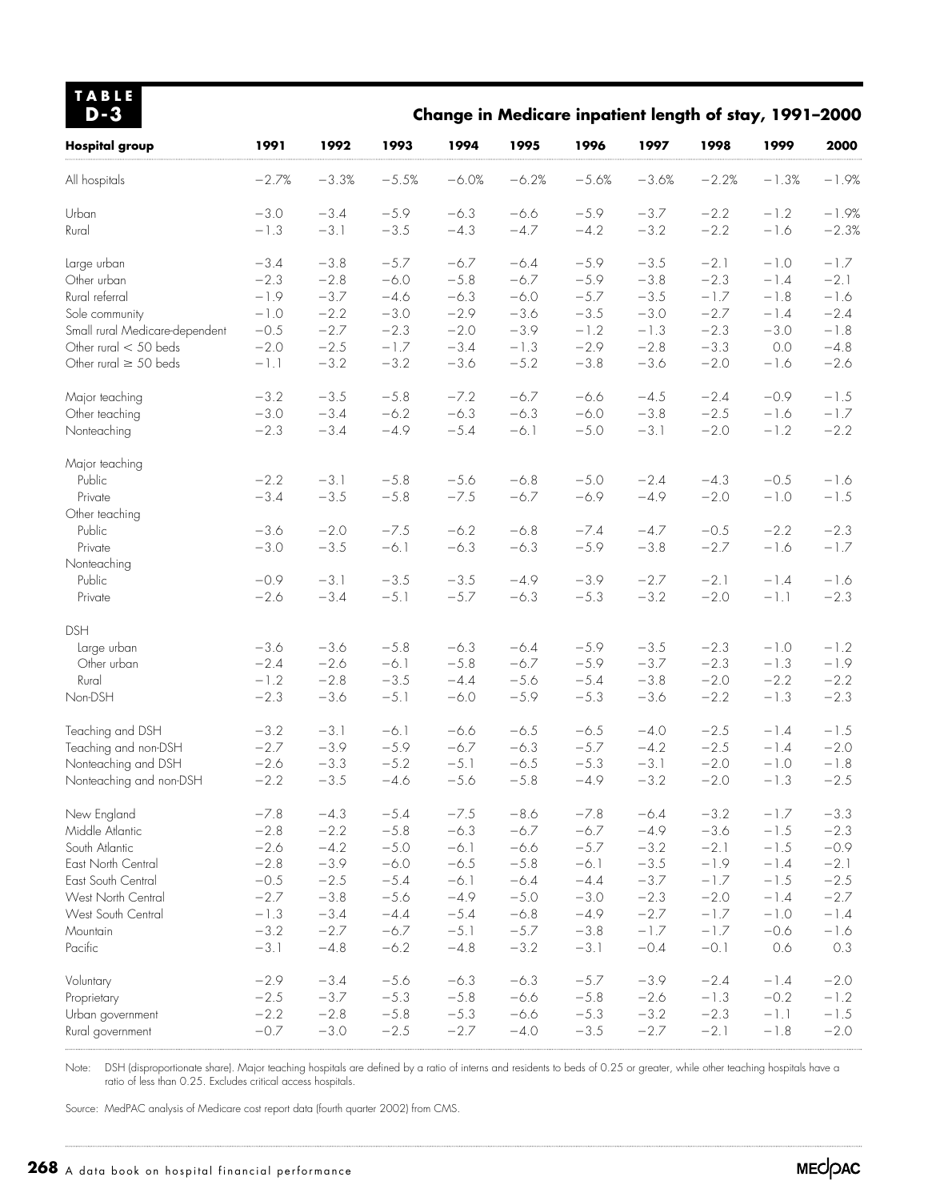**TABLE D-3**

## Change in Medicare inpatient length of stay, 1991–2000

| Hospital group | 1991 | 1992 | 1993 | 1994 | 1995 | 1996 | 1997 | 1998 | 1999 | 2000 |
|---|---|---|---|---|---|---|---|---|---|---|
| All hospitals | −2.7% | −3.3% | −5.5% | −6.0% | −6.2% | −5.6% | −3.6% | −2.2% | −1.3% | −1.9% |
| Urban | −3.0 | −3.4 | −5.9 | −6.3 | −6.6 | −5.9 | −3.7 | −2.2 | −1.2 | −1.9% |
| Rural | −1.3 | −3.1 | −3.5 | −4.3 | −4.7 | −4.2 | −3.2 | −2.2 | −1.6 | −2.3% |
| Large urban | −3.4 | −3.8 | −5.7 | −6.7 | −6.4 | −5.9 | −3.5 | −2.1 | −1.0 | −1.7 |
| Other urban | −2.3 | −2.8 | −6.0 | −5.8 | −6.7 | −5.9 | −3.8 | −2.3 | −1.4 | −2.1 |
| Rural referral | −1.9 | −3.7 | −4.6 | −6.3 | −6.0 | −5.7 | −3.5 | −1.7 | −1.8 | −1.6 |
| Sole community | −1.0 | −2.2 | −3.0 | −2.9 | −3.6 | −3.5 | −3.0 | −2.7 | −1.4 | −2.4 |
| Small rural Medicare-dependent | −0.5 | −2.7 | −2.3 | −2.0 | −3.9 | −1.2 | −1.3 | −2.3 | −3.0 | −1.8 |
| Other rural < 50 beds | −2.0 | −2.5 | −1.7 | −3.4 | −1.3 | −2.9 | −2.8 | −3.3 | 0.0 | −4.8 |
| Other rural ≥ 50 beds | −1.1 | −3.2 | −3.2 | −3.6 | −5.2 | −3.8 | −3.6 | −2.0 | −1.6 | −2.6 |
| Major teaching | −3.2 | −3.5 | −5.8 | −7.2 | −6.7 | −6.6 | −4.5 | −2.4 | −0.9 | −1.5 |
| Other teaching | −3.0 | −3.4 | −6.2 | −6.3 | −6.3 | −6.0 | −3.8 | −2.5 | −1.6 | −1.7 |
| Nonteaching | −2.3 | −3.4 | −4.9 | −5.4 | −6.1 | −5.0 | −3.1 | −2.0 | −1.2 | −2.2 |
| Major teaching | | | | | | | | | | |
| Public | −2.2 | −3.1 | −5.8 | −5.6 | −6.8 | −5.0 | −2.4 | −4.3 | −0.5 | −1.6 |
| Private | −3.4 | −3.5 | −5.8 | −7.5 | −6.7 | −6.9 | −4.9 | −2.0 | −1.0 | −1.5 |
| Other teaching | | | | | | | | | | |
| Public | −3.6 | −2.0 | −7.5 | −6.2 | −6.8 | −7.4 | −4.7 | −0.5 | −2.2 | −2.3 |
| Private | −3.0 | −3.5 | −6.1 | −6.3 | −6.3 | −5.9 | −3.8 | −2.7 | −1.6 | −1.7 |
| Nonteaching | | | | | | | | | | |
| Public | −0.9 | −3.1 | −3.5 | −3.5 | −4.9 | −3.9 | −2.7 | −2.1 | −1.4 | −1.6 |
| Private | −2.6 | −3.4 | −5.1 | −5.7 | −6.3 | −5.3 | −3.2 | −2.0 | −1.1 | −2.3 |
| DSH | | | | | | | | | | |
| Large urban | −3.6 | −3.6 | −5.8 | −6.3 | −6.4 | −5.9 | −3.5 | −2.3 | −1.0 | −1.2 |
| Other urban | −2.4 | −2.6 | −6.1 | −5.8 | −6.7 | −5.9 | −3.7 | −2.3 | −1.3 | −1.9 |
| Rural | −1.2 | −2.8 | −3.5 | −4.4 | −5.6 | −5.4 | −3.8 | −2.0 | −2.2 | −2.2 |
| Non-DSH | −2.3 | −3.6 | −5.1 | −6.0 | −5.9 | −5.3 | −3.6 | −2.2 | −1.3 | −2.3 |
| Teaching and DSH | −3.2 | −3.1 | −6.1 | −6.6 | −6.5 | −6.5 | −4.0 | −2.5 | −1.4 | −1.5 |
| Teaching and non-DSH | −2.7 | −3.9 | −5.9 | −6.7 | −6.3 | −5.7 | −4.2 | −2.5 | −1.4 | −2.0 |
| Nonteaching and DSH | −2.6 | −3.3 | −5.2 | −5.1 | −6.5 | −5.3 | −3.1 | −2.0 | −1.0 | −1.8 |
| Nonteaching and non-DSH | −2.2 | −3.5 | −4.6 | −5.6 | −5.8 | −4.9 | −3.2 | −2.0 | −1.3 | −2.5 |
| New England | −7.8 | −4.3 | −5.4 | −7.5 | −8.6 | −7.8 | −6.4 | −3.2 | −1.7 | −3.3 |
| Middle Atlantic | −2.8 | −2.2 | −5.8 | −6.3 | −6.7 | −6.7 | −4.9 | −3.6 | −1.5 | −2.3 |
| South Atlantic | −2.6 | −4.2 | −5.0 | −6.1 | −6.6 | −5.7 | −3.2 | −2.1 | −1.5 | −0.9 |
| East North Central | −2.8 | −3.9 | −6.0 | −6.5 | −5.8 | −6.1 | −3.5 | −1.9 | −1.4 | −2.1 |
| East South Central | −0.5 | −2.5 | −5.4 | −6.1 | −6.4 | −4.4 | −3.7 | −1.7 | −1.5 | −2.5 |
| West North Central | −2.7 | −3.8 | −5.6 | −4.9 | −5.0 | −3.0 | −2.3 | −2.0 | −1.4 | −2.7 |
| West South Central | −1.3 | −3.4 | −4.4 | −5.4 | −6.8 | −4.9 | −2.7 | −1.7 | −1.0 | −1.4 |
| Mountain | −3.2 | −2.7 | −6.7 | −5.1 | −5.7 | −3.8 | −1.7 | −1.7 | −0.6 | −1.6 |
| Pacific | −3.1 | −4.8 | −6.2 | −4.8 | −3.2 | −3.1 | −0.4 | −0.1 | 0.6 | 0.3 |
| Voluntary | −2.9 | −3.4 | −5.6 | −6.3 | −6.3 | −5.7 | −3.9 | −2.4 | −1.4 | −2.0 |
| Proprietary | −2.5 | −3.7 | −5.3 | −5.8 | −6.6 | −5.8 | −2.6 | −1.3 | −0.2 | −1.2 |
| Urban government | −2.2 | −2.8 | −5.8 | −5.3 | −6.6 | −5.3 | −3.2 | −2.3 | −1.1 | −1.5 |
| Rural government | −0.7 | −3.0 | −2.5 | −2.7 | −4.0 | −3.5 | −2.7 | −2.1 | −1.8 | −2.0 |

Note: DSH (disproportionate share). Major teaching hospitals are defined by a ratio of interns and residents to beds of 0.25 or greater, while other teaching hospitals have a ratio of less than 0.25. Excludes critical access hospitals.

Source: MedPAC analysis of Medicare cost report data (fourth quarter 2002) from CMS.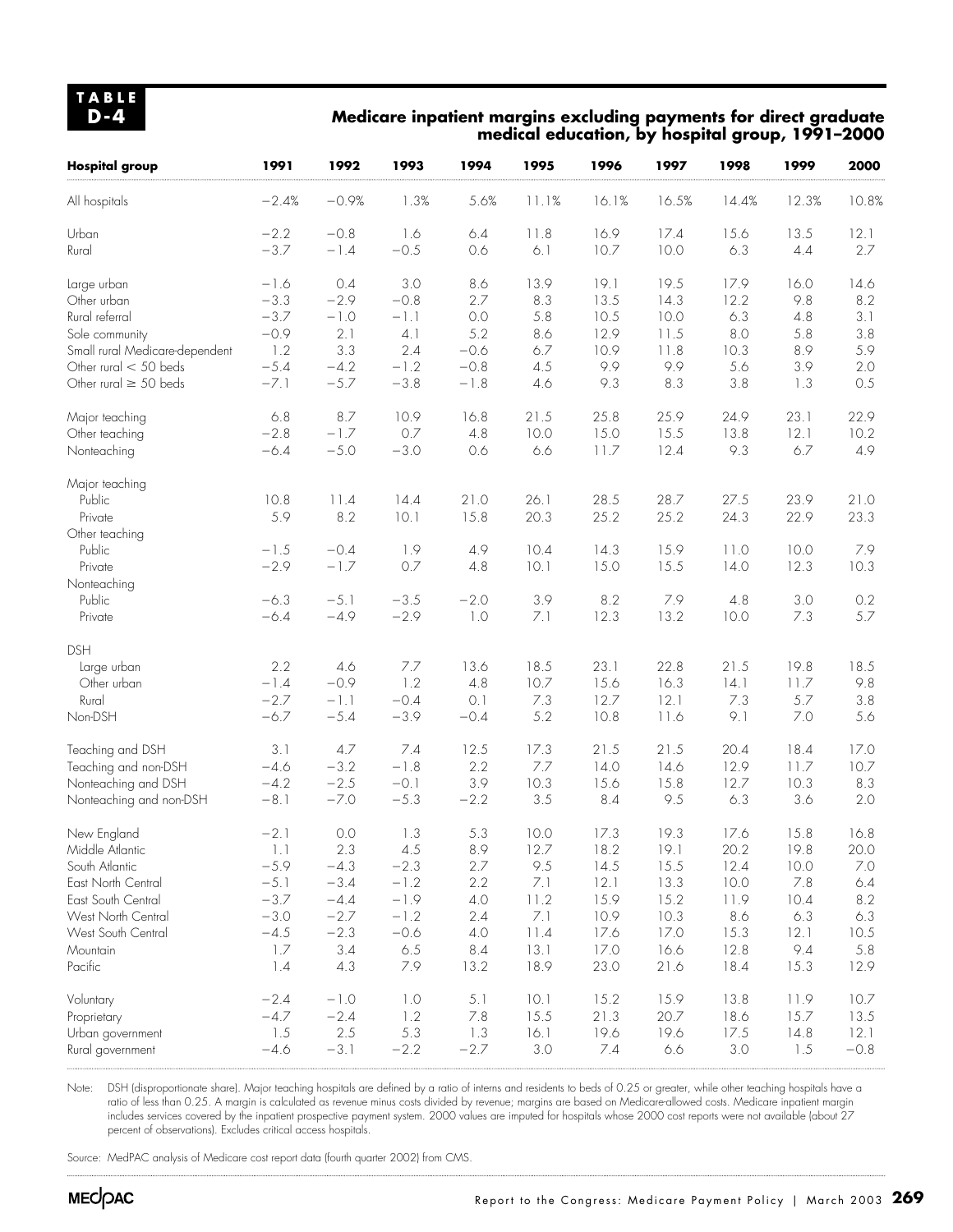**TABLE D-4**

### Medicare inpatient margins excluding payments for direct graduate medical education, by hospital group, 1991–2000

| Hospital group | 1991 | 1992 | 1993 | 1994 | 1995 | 1996 | 1997 | 1998 | 1999 | 2000 |
|---|---|---|---|---|---|---|---|---|---|---|
| All hospitals | −2.4% | −0.9% | 1.3% | 5.6% | 11.1% | 16.1% | 16.5% | 14.4% | 12.3% | 10.8% |
| Urban | −2.2 | −0.8 | 1.6 | 6.4 | 11.8 | 16.9 | 17.4 | 15.6 | 13.5 | 12.1 |
| Rural | −3.7 | −1.4 | −0.5 | 0.6 | 6.1 | 10.7 | 10.0 | 6.3 | 4.4 | 2.7 |
| Large urban | −1.6 | 0.4 | 3.0 | 8.6 | 13.9 | 19.1 | 19.5 | 17.9 | 16.0 | 14.6 |
| Other urban | −3.3 | −2.9 | −0.8 | 2.7 | 8.3 | 13.5 | 14.3 | 12.2 | 9.8 | 8.2 |
| Rural referral | −3.7 | −1.0 | −1.1 | 0.0 | 5.8 | 10.5 | 10.0 | 6.3 | 4.8 | 3.1 |
| Sole community | −0.9 | 2.1 | 4.1 | 5.2 | 8.6 | 12.9 | 11.5 | 8.0 | 5.8 | 3.8 |
| Small rural Medicare-dependent | 1.2 | 3.3 | 2.4 | −0.6 | 6.7 | 10.9 | 11.8 | 10.3 | 8.9 | 5.9 |
| Other rural < 50 beds | −5.4 | −4.2 | −1.2 | −0.8 | 4.5 | 9.9 | 9.9 | 5.6 | 3.9 | 2.0 |
| Other rural ≥ 50 beds | −7.1 | −5.7 | −3.8 | −1.8 | 4.6 | 9.3 | 8.3 | 3.8 | 1.3 | 0.5 |
| Major teaching | 6.8 | 8.7 | 10.9 | 16.8 | 21.5 | 25.8 | 25.9 | 24.9 | 23.1 | 22.9 |
| Other teaching | −2.8 | −1.7 | 0.7 | 4.8 | 10.0 | 15.0 | 15.5 | 13.8 | 12.1 | 10.2 |
| Nonteaching | −6.4 | −5.0 | −3.0 | 0.6 | 6.6 | 11.7 | 12.4 | 9.3 | 6.7 | 4.9 |
| Major teaching | | | | | | | | | | |
| Public | 10.8 | 11.4 | 14.4 | 21.0 | 26.1 | 28.5 | 28.7 | 27.5 | 23.9 | 21.0 |
| Private | 5.9 | 8.2 | 10.1 | 15.8 | 20.3 | 25.2 | 25.2 | 24.3 | 22.9 | 23.3 |
| Other teaching | | | | | | | | | | |
| Public | −1.5 | −0.4 | 1.9 | 4.9 | 10.4 | 14.3 | 15.9 | 11.0 | 10.0 | 7.9 |
| Private | −2.9 | −1.7 | 0.7 | 4.8 | 10.1 | 15.0 | 15.5 | 14.0 | 12.3 | 10.3 |
| Nonteaching | | | | | | | | | | |
| Public | −6.3 | −5.1 | −3.5 | −2.0 | 3.9 | 8.2 | 7.9 | 4.8 | 3.0 | 0.2 |
| Private | −6.4 | −4.9 | −2.9 | 1.0 | 7.1 | 12.3 | 13.2 | 10.0 | 7.3 | 5.7 |
| DSH | | | | | | | | | | |
| Large urban | 2.2 | 4.6 | 7.7 | 13.6 | 18.5 | 23.1 | 22.8 | 21.5 | 19.8 | 18.5 |
| Other urban | −1.4 | −0.9 | 1.2 | 4.8 | 10.7 | 15.6 | 16.3 | 14.1 | 11.7 | 9.8 |
| Rural | −2.7 | −1.1 | −0.4 | 0.1 | 7.3 | 12.7 | 12.1 | 7.3 | 5.7 | 3.8 |
| Non-DSH | −6.7 | −5.4 | −3.9 | −0.4 | 5.2 | 10.8 | 11.6 | 9.1 | 7.0 | 5.6 |
| Teaching and DSH | 3.1 | 4.7 | 7.4 | 12.5 | 17.3 | 21.5 | 21.5 | 20.4 | 18.4 | 17.0 |
| Teaching and non-DSH | −4.6 | −3.2 | −1.8 | 2.2 | 7.7 | 14.0 | 14.6 | 12.9 | 11.7 | 10.7 |
| Nonteaching and DSH | −4.2 | −2.5 | −0.1 | 3.9 | 10.3 | 15.6 | 15.8 | 12.7 | 10.3 | 8.3 |
| Nonteaching and non-DSH | −8.1 | −7.0 | −5.3 | −2.2 | 3.5 | 8.4 | 9.5 | 6.3 | 3.6 | 2.0 |
| New England | −2.1 | 0.0 | 1.3 | 5.3 | 10.0 | 17.3 | 19.3 | 17.6 | 15.8 | 16.8 |
| Middle Atlantic | 1.1 | 2.3 | 4.5 | 8.9 | 12.7 | 18.2 | 19.1 | 20.2 | 19.8 | 20.0 |
| South Atlantic | −5.9 | −4.3 | −2.3 | 2.7 | 9.5 | 14.5 | 15.5 | 12.4 | 10.0 | 7.0 |
| East North Central | −5.1 | −3.4 | −1.2 | 2.2 | 7.1 | 12.1 | 13.3 | 10.0 | 7.8 | 6.4 |
| East South Central | −3.7 | −4.4 | −1.9 | 4.0 | 11.2 | 15.9 | 15.2 | 11.9 | 10.4 | 8.2 |
| West North Central | −3.0 | −2.7 | −1.2 | 2.4 | 7.1 | 10.9 | 10.3 | 8.6 | 6.3 | 6.3 |
| West South Central | −4.5 | −2.3 | −0.6 | 4.0 | 11.4 | 17.6 | 17.0 | 15.3 | 12.1 | 10.5 |
| Mountain | 1.7 | 3.4 | 6.5 | 8.4 | 13.1 | 17.0 | 16.6 | 12.8 | 9.4 | 5.8 |
| Pacific | 1.4 | 4.3 | 7.9 | 13.2 | 18.9 | 23.0 | 21.6 | 18.4 | 15.3 | 12.9 |
| Voluntary | −2.4 | −1.0 | 1.0 | 5.1 | 10.1 | 15.2 | 15.9 | 13.8 | 11.9 | 10.7 |
| Proprietary | −4.7 | −2.4 | 1.2 | 7.8 | 15.5 | 21.3 | 20.7 | 18.6 | 15.7 | 13.5 |
| Urban government | 1.5 | 2.5 | 5.3 | 1.3 | 16.1 | 19.6 | 19.6 | 17.5 | 14.8 | 12.1 |
| Rural government | −4.6 | −3.1 | −2.2 | −2.7 | 3.0 | 7.4 | 6.6 | 3.0 | 1.5 | −0.8 |

Note: DSH (disproportionate share). Major teaching hospitals are defined by a ratio of interns and residents to beds of 0.25 or greater, while other teaching hospitals have a ratio of less than 0.25. A margin is calculated as revenue minus costs divided by revenue; margins are based on Medicare-allowed costs. Medicare inpatient margin includes services covered by the inpatient prospective payment system. 2000 values are imputed for hospitals whose 2000 cost reports were not available (about 27 percent of observations). Excludes critical access hospitals.

Source: MedPAC analysis of Medicare cost report data (fourth quarter 2002) from CMS.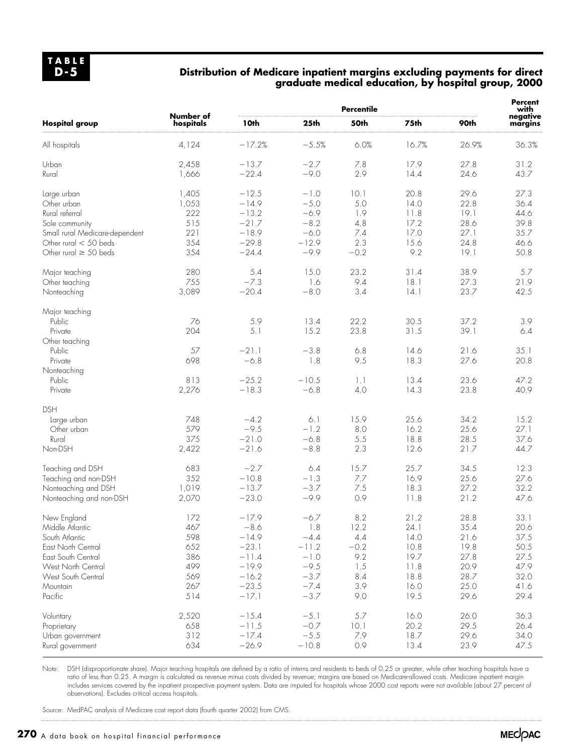**TABLE D-5**

## Distribution of Medicare inpatient margins excluding payments for direct graduate medical education, by hospital group, 2000

| Hospital group | Number of hospitals | Percentile 10th | 25th | 50th | 75th | 90th | Percent with negative margins |
|---|---|---|---|---|---|---|---|
| All hospitals | 4,124 | −17.2% | −5.5% | 6.0% | 16.7% | 26.9% | 36.3% |
| Urban | 2,458 | −13.7 | −2.7 | 7.8 | 17.9 | 27.8 | 31.2 |
| Rural | 1,666 | −22.4 | −9.0 | 2.9 | 14.4 | 24.6 | 43.7 |
| Large urban | 1,405 | −12.5 | −1.0 | 10.1 | 20.8 | 29.6 | 27.3 |
| Other urban | 1,053 | −14.9 | −5.0 | 5.0 | 14.0 | 22.8 | 36.4 |
| Rural referral | 222 | −13.2 | −6.9 | 1.9 | 11.8 | 19.1 | 44.6 |
| Sole community | 515 | −21.7 | −8.2 | 4.8 | 17.2 | 28.6 | 39.8 |
| Small rural Medicare-dependent | 221 | −18.9 | −6.0 | 7.4 | 17.0 | 27.1 | 35.7 |
| Other rural < 50 beds | 354 | −29.8 | −12.9 | 2.3 | 15.6 | 24.8 | 46.6 |
| Other rural ≥ 50 beds | 354 | −24.4 | −9.9 | −0.2 | 9.2 | 19.1 | 50.8 |
| Major teaching | 280 | 5.4 | 15.0 | 23.2 | 31.4 | 38.9 | 5.7 |
| Other teaching | 755 | −7.3 | 1.6 | 9.4 | 18.1 | 27.3 | 21.9 |
| Nonteaching | 3,089 | −20.4 | −8.0 | 3.4 | 14.1 | 23.7 | 42.5 |
| Major teaching | | | | | | | |
| Public | 76 | 5.9 | 13.4 | 22.2 | 30.5 | 37.2 | 3.9 |
| Private | 204 | 5.1 | 15.2 | 23.8 | 31.5 | 39.1 | 6.4 |
| Other teaching | | | | | | | |
| Public | 57 | −21.1 | −3.8 | 6.8 | 14.6 | 21.6 | 35.1 |
| Private | 698 | −6.8 | 1.8 | 9.5 | 18.3 | 27.6 | 20.8 |
| Nonteaching | | | | | | | |
| Public | 813 | −25.2 | −10.5 | 1.1 | 13.4 | 23.6 | 47.2 |
| Private | 2,276 | −18.3 | −6.8 | 4.0 | 14.3 | 23.8 | 40.9 |
| DSH | | | | | | | |
| Large urban | 748 | −4.2 | 6.1 | 15.9 | 25.6 | 34.2 | 15.2 |
| Other urban | 579 | −9.5 | −1.2 | 8.0 | 16.2 | 25.6 | 27.1 |
| Rural | 375 | −21.0 | −6.8 | 5.5 | 18.8 | 28.5 | 37.6 |
| Non-DSH | 2,422 | −21.6 | −8.8 | 2.3 | 12.6 | 21.7 | 44.7 |
| Teaching and DSH | 683 | −2.7 | 6.4 | 15.7 | 25.7 | 34.5 | 12.3 |
| Teaching and non-DSH | 352 | −10.8 | −1.3 | 7.7 | 16.9 | 25.6 | 27.6 |
| Nonteaching and DSH | 1,019 | −13.7 | −3.7 | 7.5 | 18.3 | 27.2 | 32.2 |
| Nonteaching and non-DSH | 2,070 | −23.0 | −9.9 | 0.9 | 11.8 | 21.2 | 47.6 |
| New England | 172 | −17.9 | −6.7 | 8.2 | 21.2 | 28.8 | 33.1 |
| Middle Atlantic | 467 | −8.6 | 1.8 | 12.2 | 24.1 | 35.4 | 20.6 |
| South Atlantic | 598 | −14.9 | −4.4 | 4.4 | 14.0 | 21.6 | 37.5 |
| East North Central | 652 | −23.1 | −11.2 | −0.2 | 10.8 | 19.8 | 50.5 |
| East South Central | 386 | −11.4 | −1.0 | 9.2 | 19.7 | 27.8 | 27.5 |
| West North Central | 499 | −19.9 | −9.5 | 1.5 | 11.8 | 20.9 | 47.9 |
| West South Central | 569 | −16.2 | −3.7 | 8.4 | 18.8 | 28.7 | 32.0 |
| Mountain | 267 | −23.5 | −7.4 | 3.9 | 16.0 | 25.0 | 41.6 |
| Pacific | 514 | −17.1 | −3.7 | 9.0 | 19.5 | 29.6 | 29.4 |
| Voluntary | 2,520 | −15.4 | −5.1 | 5.7 | 16.0 | 26.0 | 36.3 |
| Proprietary | 658 | −11.5 | −0.7 | 10.1 | 20.2 | 29.5 | 26.4 |
| Urban government | 312 | −17.4 | −5.5 | 7.9 | 18.7 | 29.6 | 34.0 |
| Rural government | 634 | −26.9 | −10.8 | 0.9 | 13.4 | 23.9 | 47.5 |

Note: DSH (disproportionate share). Major teaching hospitals are defined by a ratio of interns and residents to beds of 0.25 or greater, while other teaching hospitals have a ratio of less than 0.25. A margin is calculated as revenue minus costs divided by revenue; margins are based on Medicare-allowed costs. Medicare inpatient margin includes services covered by the inpatient prospective payment system. Data are imputed for hospitals whose 2000 cost reports were not available (about 27 percent of observations). Excludes critical access hospitals.

Source: MedPAC analysis of Medicare cost report data (fourth quarter 2002) from CMS.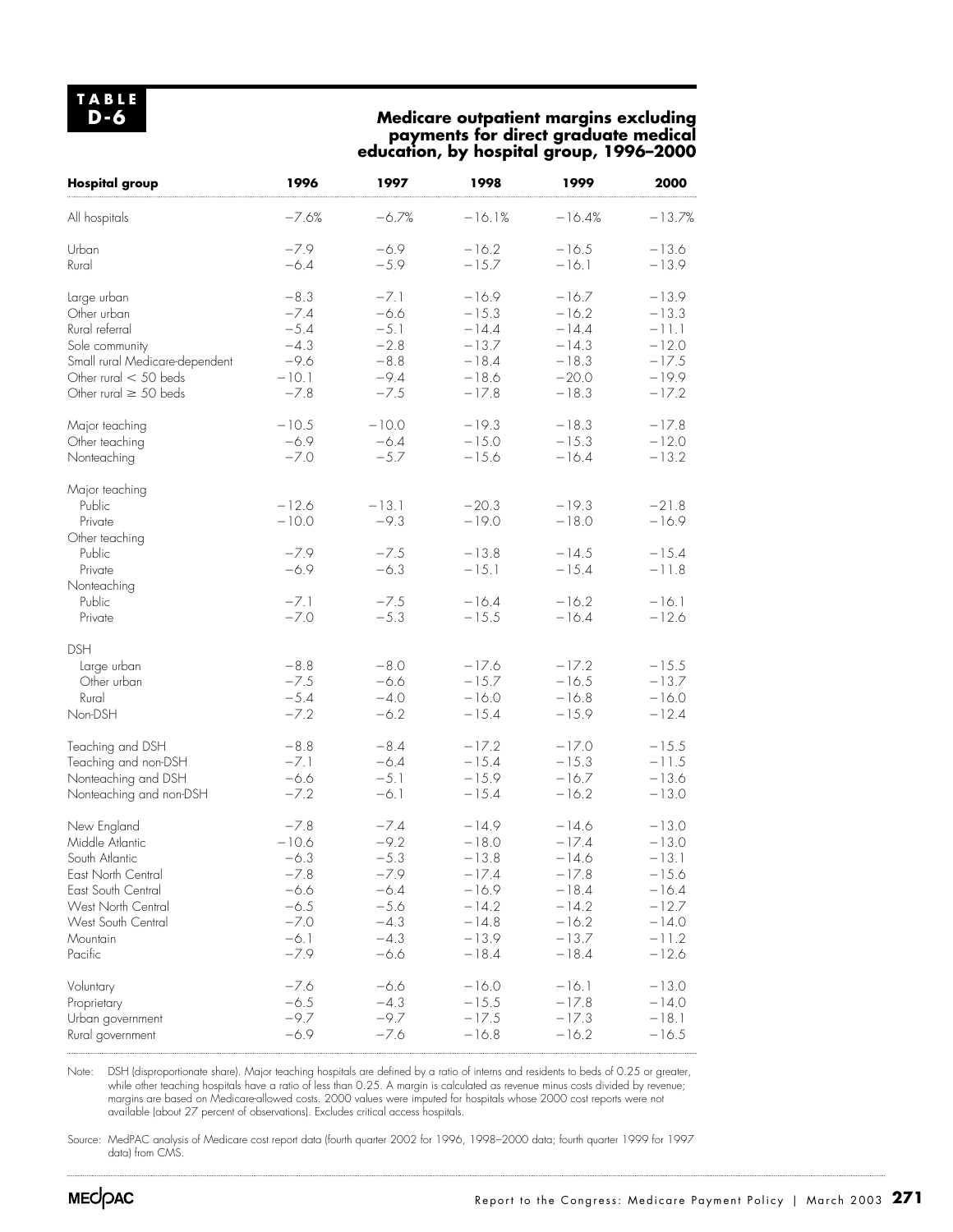**TABLE D-6**

## Medicare outpatient margins excluding payments for direct graduate medical education, by hospital group, 1996–2000

| Hospital group | 1996 | 1997 | 1998 | 1999 | 2000 |
|---|---|---|---|---|---|
| All hospitals | −7.6% | −6.7% | −16.1% | −16.4% | −13.7% |
| Urban | −7.9 | −6.9 | −16.2 | −16.5 | −13.6 |
| Rural | −6.4 | −5.9 | −15.7 | −16.1 | −13.9 |
| Large urban | −8.3 | −7.1 | −16.9 | −16.7 | −13.9 |
| Other urban | −7.4 | −6.6 | −15.3 | −16.2 | −13.3 |
| Rural referral | −5.4 | −5.1 | −14.4 | −14.4 | −11.1 |
| Sole community | −4.3 | −2.8 | −13.7 | −14.3 | −12.0 |
| Small rural Medicare-dependent | −9.6 | −8.8 | −18.4 | −18.3 | −17.5 |
| Other rural < 50 beds | −10.1 | −9.4 | −18.6 | −20.0 | −19.9 |
| Other rural ≥ 50 beds | −7.8 | −7.5 | −17.8 | −18.3 | −17.2 |
| Major teaching | −10.5 | −10.0 | −19.3 | −18.3 | −17.8 |
| Other teaching | −6.9 | −6.4 | −15.0 | −15.3 | −12.0 |
| Nonteaching | −7.0 | −5.7 | −15.6 | −16.4 | −13.2 |
| Major teaching | | | | | |
| Public | −12.6 | −13.1 | −20.3 | −19.3 | −21.8 |
| Private | −10.0 | −9.3 | −19.0 | −18.0 | −16.9 |
| Other teaching | | | | | |
| Public | −7.9 | −7.5 | −13.8 | −14.5 | −15.4 |
| Private | −6.9 | −6.3 | −15.1 | −15.4 | −11.8 |
| Nonteaching | | | | | |
| Public | −7.1 | −7.5 | −16.4 | −16.2 | −16.1 |
| Private | −7.0 | −5.3 | −15.5 | −16.4 | −12.6 |
| DSH | | | | | |
| Large urban | −8.8 | −8.0 | −17.6 | −17.2 | −15.5 |
| Other urban | −7.5 | −6.6 | −15.7 | −16.5 | −13.7 |
| Rural | −5.4 | −4.0 | −16.0 | −16.8 | −16.0 |
| Non-DSH | −7.2 | −6.2 | −15.4 | −15.9 | −12.4 |
| Teaching and DSH | −8.8 | −8.4 | −17.2 | −17.0 | −15.5 |
| Teaching and non-DSH | −7.1 | −6.4 | −15.4 | −15.3 | −11.5 |
| Nonteaching and DSH | −6.6 | −5.1 | −15.9 | −16.7 | −13.6 |
| Nonteaching and non-DSH | −7.2 | −6.1 | −15.4 | −16.2 | −13.0 |
| New England | −7.8 | −7.4 | −14.9 | −14.6 | −13.0 |
| Middle Atlantic | −10.6 | −9.2 | −18.0 | −17.4 | −13.0 |
| South Atlantic | −6.3 | −5.3 | −13.8 | −14.6 | −13.1 |
| East North Central | −7.8 | −7.9 | −17.4 | −17.8 | −15.6 |
| East South Central | −6.6 | −6.4 | −16.9 | −18.4 | −16.4 |
| West North Central | −6.5 | −5.6 | −14.2 | −14.2 | −12.7 |
| West South Central | −7.0 | −4.3 | −14.8 | −16.2 | −14.0 |
| Mountain | −6.1 | −4.3 | −13.9 | −13.7 | −11.2 |
| Pacific | −7.9 | −6.6 | −18.4 | −18.4 | −12.6 |
| Voluntary | −7.6 | −6.6 | −16.0 | −16.1 | −13.0 |
| Proprietary | −6.5 | −4.3 | −15.5 | −17.8 | −14.0 |
| Urban government | −9.7 | −9.7 | −17.5 | −17.3 | −18.1 |
| Rural government | −6.9 | −7.6 | −16.8 | −16.2 | −16.5 |

Note: DSH (disproportionate share). Major teaching hospitals are defined by a ratio of interns and residents to beds of 0.25 or greater, while other teaching hospitals have a ratio of less than 0.25. A margin is calculated as revenue minus costs divided by revenue; margins are based on Medicare-allowed costs. 2000 values were imputed for hospitals whose 2000 cost reports were not available (about 27 percent of observations). Excludes critical access hospitals.

Source: MedPAC analysis of Medicare cost report data (fourth quarter 2002 for 1996, 1998–2000 data; fourth quarter 1999 for 1997 data) from CMS.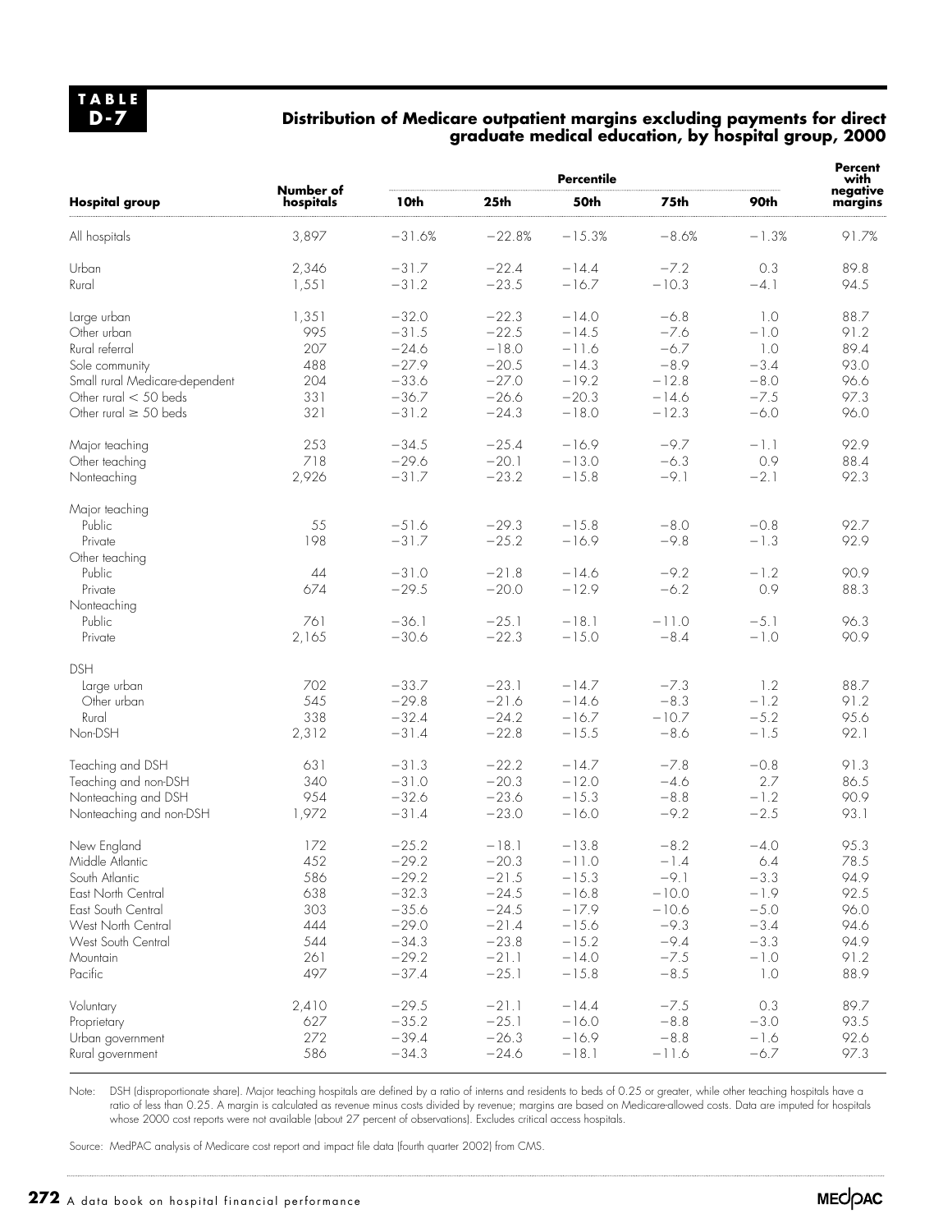**TABLE D-7**

## Distribution of Medicare outpatient margins excluding payments for direct graduate medical education, by hospital group, 2000

| Hospital group | Number of hospitals | Percentile | | | | | Percent with negative margins |
|---|---|---|---|---|---|---|---|
| | | 10th | 25th | 50th | 75th | 90th | |
| All hospitals | 3,897 | −31.6% | −22.8% | −15.3% | −8.6% | −1.3% | 91.7% |
| Urban | 2,346 | −31.7 | −22.4 | −14.4 | −7.2 | 0.3 | 89.8 |
| Rural | 1,551 | −31.2 | −23.5 | −16.7 | −10.3 | −4.1 | 94.5 |
| Large urban | 1,351 | −32.0 | −22.3 | −14.0 | −6.8 | 1.0 | 88.7 |
| Other urban | 995 | −31.5 | −22.5 | −14.5 | −7.6 | −1.0 | 91.2 |
| Rural referral | 207 | −24.6 | −18.0 | −11.6 | −6.7 | 1.0 | 89.4 |
| Sole community | 488 | −27.9 | −20.5 | −14.3 | −8.9 | −3.4 | 93.0 |
| Small rural Medicare-dependent | 204 | −33.6 | −27.0 | −19.2 | −12.8 | −8.0 | 96.6 |
| Other rural < 50 beds | 331 | −36.7 | −26.6 | −20.3 | −14.6 | −7.5 | 97.3 |
| Other rural ≥ 50 beds | 321 | −31.2 | −24.3 | −18.0 | −12.3 | −6.0 | 96.0 |
| Major teaching | 253 | −34.5 | −25.4 | −16.9 | −9.7 | −1.1 | 92.9 |
| Other teaching | 718 | −29.6 | −20.1 | −13.0 | −6.3 | 0.9 | 88.4 |
| Nonteaching | 2,926 | −31.7 | −23.2 | −15.8 | −9.1 | −2.1 | 92.3 |
| Major teaching | | | | | | | |
| Public | 55 | −51.6 | −29.3 | −15.8 | −8.0 | −0.8 | 92.7 |
| Private | 198 | −31.7 | −25.2 | −16.9 | −9.8 | −1.3 | 92.9 |
| Other teaching | | | | | | | |
| Public | 44 | −31.0 | −21.8 | −14.6 | −9.2 | −1.2 | 90.9 |
| Private | 674 | −29.5 | −20.0 | −12.9 | −6.2 | 0.9 | 88.3 |
| Nonteaching | | | | | | | |
| Public | 761 | −36.1 | −25.1 | −18.1 | −11.0 | −5.1 | 96.3 |
| Private | 2,165 | −30.6 | −22.3 | −15.0 | −8.4 | −1.0 | 90.9 |
| DSH | | | | | | | |
| Large urban | 702 | −33.7 | −23.1 | −14.7 | −7.3 | 1.2 | 88.7 |
| Other urban | 545 | −29.8 | −21.6 | −14.6 | −8.3 | −1.2 | 91.2 |
| Rural | 338 | −32.4 | −24.2 | −16.7 | −10.7 | −5.2 | 95.6 |
| Non-DSH | 2,312 | −31.4 | −22.8 | −15.5 | −8.6 | −1.5 | 92.1 |
| Teaching and DSH | 631 | −31.3 | −22.2 | −14.7 | −7.8 | −0.8 | 91.3 |
| Teaching and non-DSH | 340 | −31.0 | −20.3 | −12.0 | −4.6 | 2.7 | 86.5 |
| Nonteaching and DSH | 954 | −32.6 | −23.6 | −15.3 | −8.8 | −1.2 | 90.9 |
| Nonteaching and non-DSH | 1,972 | −31.4 | −23.0 | −16.0 | −9.2 | −2.5 | 93.1 |
| New England | 172 | −25.2 | −18.1 | −13.8 | −8.2 | −4.0 | 95.3 |
| Middle Atlantic | 452 | −29.2 | −20.3 | −11.0 | −1.4 | 6.4 | 78.5 |
| South Atlantic | 586 | −29.2 | −21.5 | −15.3 | −9.1 | −3.3 | 94.9 |
| East North Central | 638 | −32.3 | −24.5 | −16.8 | −10.0 | −1.9 | 92.5 |
| East South Central | 303 | −35.6 | −24.5 | −17.9 | −10.6 | −5.0 | 96.0 |
| West North Central | 444 | −29.0 | −21.4 | −15.6 | −9.3 | −3.4 | 94.6 |
| West South Central | 544 | −34.3 | −23.8 | −15.2 | −9.4 | −3.3 | 94.9 |
| Mountain | 261 | −29.2 | −21.1 | −14.0 | −7.5 | −1.0 | 91.2 |
| Pacific | 497 | −37.4 | −25.1 | −15.8 | −8.5 | 1.0 | 88.9 |
| Voluntary | 2,410 | −29.5 | −21.1 | −14.4 | −7.5 | 0.3 | 89.7 |
| Proprietary | 627 | −35.2 | −25.1 | −16.0 | −8.8 | −3.0 | 93.5 |
| Urban government | 272 | −39.4 | −26.3 | −16.9 | −8.8 | −1.6 | 92.6 |
| Rural government | 586 | −34.3 | −24.6 | −18.1 | −11.6 | −6.7 | 97.3 |

Note: DSH (disproportionate share). Major teaching hospitals are defined by a ratio of interns and residents to beds of 0.25 or greater, while other teaching hospitals have a ratio of less than 0.25. A margin is calculated as revenue minus costs divided by revenue; margins are based on Medicare-allowed costs. Data are imputed for hospitals whose 2000 cost reports were not available (about 27 percent of observations). Excludes critical access hospitals.

Source: MedPAC analysis of Medicare cost report and impact file data (fourth quarter 2002) from CMS.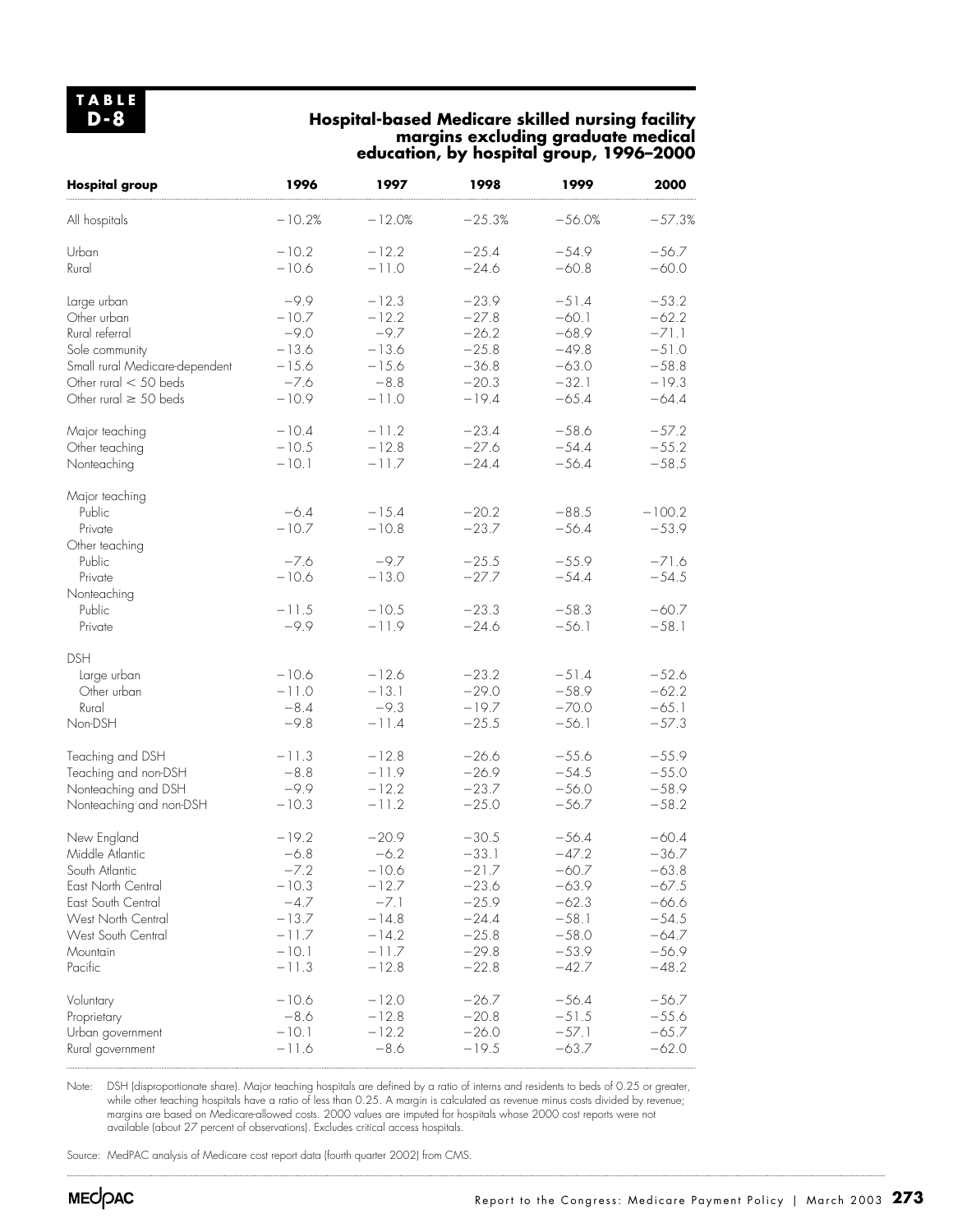**TABLE D-8**

## Hospital-based Medicare skilled nursing facility margins excluding graduate medical education, by hospital group, 1996–2000

| Hospital group | 1996 | 1997 | 1998 | 1999 | 2000 |
|---|---|---|---|---|---|
| All hospitals | −10.2% | −12.0% | −25.3% | −56.0% | −57.3% |
| Urban | −10.2 | −12.2 | −25.4 | −54.9 | −56.7 |
| Rural | −10.6 | −11.0 | −24.6 | −60.8 | −60.0 |
| Large urban | −9.9 | −12.3 | −23.9 | −51.4 | −53.2 |
| Other urban | −10.7 | −12.2 | −27.8 | −60.1 | −62.2 |
| Rural referral | −9.0 | −9.7 | −26.2 | −68.9 | −71.1 |
| Sole community | −13.6 | −13.6 | −25.8 | −49.8 | −51.0 |
| Small rural Medicare-dependent | −15.6 | −15.6 | −36.8 | −63.0 | −58.8 |
| Other rural < 50 beds | −7.6 | −8.8 | −20.3 | −32.1 | −19.3 |
| Other rural ≥ 50 beds | −10.9 | −11.0 | −19.4 | −65.4 | −64.4 |
| Major teaching | −10.4 | −11.2 | −23.4 | −58.6 | −57.2 |
| Other teaching | −10.5 | −12.8 | −27.6 | −54.4 | −55.2 |
| Nonteaching | −10.1 | −11.7 | −24.4 | −56.4 | −58.5 |
| Major teaching | | | | | |
| Public | −6.4 | −15.4 | −20.2 | −88.5 | −100.2 |
| Private | −10.7 | −10.8 | −23.7 | −56.4 | −53.9 |
| Other teaching | | | | | |
| Public | −7.6 | −9.7 | −25.5 | −55.9 | −71.6 |
| Private | −10.6 | −13.0 | −27.7 | −54.4 | −54.5 |
| Nonteaching | | | | | |
| Public | −11.5 | −10.5 | −23.3 | −58.3 | −60.7 |
| Private | −9.9 | −11.9 | −24.6 | −56.1 | −58.1 |
| DSH | | | | | |
| Large urban | −10.6 | −12.6 | −23.2 | −51.4 | −52.6 |
| Other urban | −11.0 | −13.1 | −29.0 | −58.9 | −62.2 |
| Rural | −8.4 | −9.3 | −19.7 | −70.0 | −65.1 |
| Non-DSH | −9.8 | −11.4 | −25.5 | −56.1 | −57.3 |
| Teaching and DSH | −11.3 | −12.8 | −26.6 | −55.6 | −55.9 |
| Teaching and non-DSH | −8.8 | −11.9 | −26.9 | −54.5 | −55.0 |
| Nonteaching and DSH | −9.9 | −12.2 | −23.7 | −56.0 | −58.9 |
| Nonteaching and non-DSH | −10.3 | −11.2 | −25.0 | −56.7 | −58.2 |
| New England | −19.2 | −20.9 | −30.5 | −56.4 | −60.4 |
| Middle Atlantic | −6.8 | −6.2 | −33.1 | −47.2 | −36.7 |
| South Atlantic | −7.2 | −10.6 | −21.7 | −60.7 | −63.8 |
| East North Central | −10.3 | −12.7 | −23.6 | −63.9 | −67.5 |
| East South Central | −4.7 | −7.1 | −25.9 | −62.3 | −66.6 |
| West North Central | −13.7 | −14.8 | −24.4 | −58.1 | −54.5 |
| West South Central | −11.7 | −14.2 | −25.8 | −58.0 | −64.7 |
| Mountain | −10.1 | −11.7 | −29.8 | −53.9 | −56.9 |
| Pacific | −11.3 | −12.8 | −22.8 | −42.7 | −48.2 |
| Voluntary | −10.6 | −12.0 | −26.7 | −56.4 | −56.7 |
| Proprietary | −8.6 | −12.8 | −20.8 | −51.5 | −55.6 |
| Urban government | −10.1 | −12.2 | −26.0 | −57.1 | −65.7 |
| Rural government | −11.6 | −8.6 | −19.5 | −63.7 | −62.0 |

Note: DSH (disproportionate share). Major teaching hospitals are defined by a ratio of interns and residents to beds of 0.25 or greater, while other teaching hospitals have a ratio of less than 0.25. A margin is calculated as revenue minus costs divided by revenue; margins are based on Medicare-allowed costs. 2000 values are imputed for hospitals whose 2000 cost reports were not available (about 27 percent of observations). Excludes critical access hospitals.

Source: MedPAC analysis of Medicare cost report data (fourth quarter 2002) from CMS.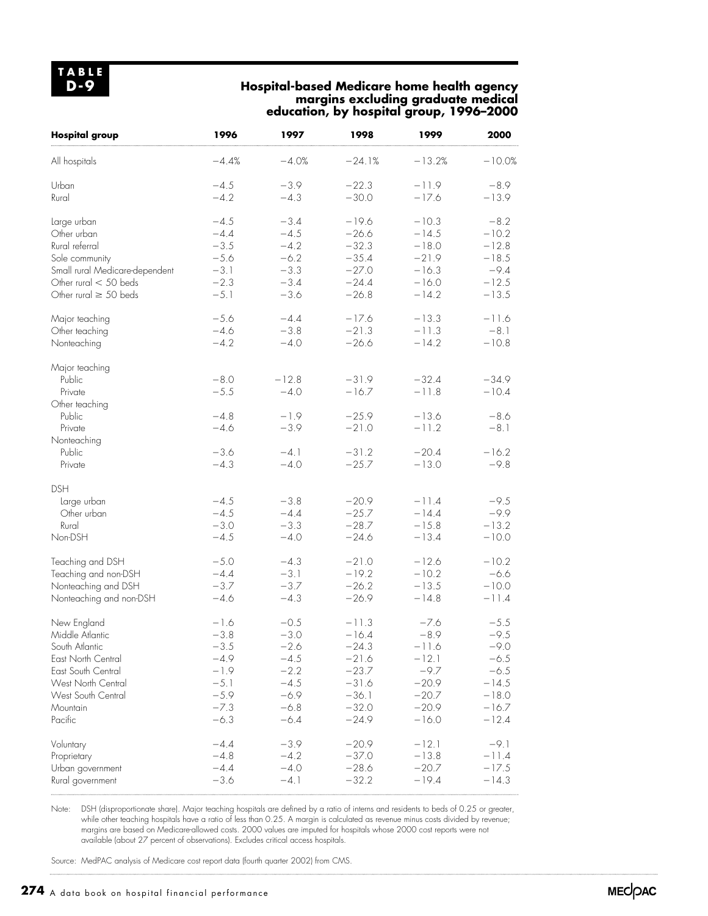**TABLE D-9**

## Hospital-based Medicare home health agency margins excluding graduate medical education, by hospital group, 1996–2000

| Hospital group | 1996 | 1997 | 1998 | 1999 | 2000 |
|---|---|---|---|---|---|
| All hospitals | −4.4% | −4.0% | −24.1% | −13.2% | −10.0% |
| Urban | −4.5 | −3.9 | −22.3 | −11.9 | −8.9 |
| Rural | −4.2 | −4.3 | −30.0 | −17.6 | −13.9 |
| Large urban | −4.5 | −3.4 | −19.6 | −10.3 | −8.2 |
| Other urban | −4.4 | −4.5 | −26.6 | −14.5 | −10.2 |
| Rural referral | −3.5 | −4.2 | −32.3 | −18.0 | −12.8 |
| Sole community | −5.6 | −6.2 | −35.4 | −21.9 | −18.5 |
| Small rural Medicare-dependent | −3.1 | −3.3 | −27.0 | −16.3 | −9.4 |
| Other rural < 50 beds | −2.3 | −3.4 | −24.4 | −16.0 | −12.5 |
| Other rural ≥ 50 beds | −5.1 | −3.6 | −26.8 | −14.2 | −13.5 |
| Major teaching | −5.6 | −4.4 | −17.6 | −13.3 | −11.6 |
| Other teaching | −4.6 | −3.8 | −21.3 | −11.3 | −8.1 |
| Nonteaching | −4.2 | −4.0 | −26.6 | −14.2 | −10.8 |
| Major teaching | | | | | |
| Public | −8.0 | −12.8 | −31.9 | −32.4 | −34.9 |
| Private | −5.5 | −4.0 | −16.7 | −11.8 | −10.4 |
| Other teaching | | | | | |
| Public | −4.8 | −1.9 | −25.9 | −13.6 | −8.6 |
| Private | −4.6 | −3.9 | −21.0 | −11.2 | −8.1 |
| Nonteaching | | | | | |
| Public | −3.6 | −4.1 | −31.2 | −20.4 | −16.2 |
| Private | −4.3 | −4.0 | −25.7 | −13.0 | −9.8 |
| DSH | | | | | |
| Large urban | −4.5 | −3.8 | −20.9 | −11.4 | −9.5 |
| Other urban | −4.5 | −4.4 | −25.7 | −14.4 | −9.9 |
| Rural | −3.0 | −3.3 | −28.7 | −15.8 | −13.2 |
| Non-DSH | −4.5 | −4.0 | −24.6 | −13.4 | −10.0 |
| Teaching and DSH | −5.0 | −4.3 | −21.0 | −12.6 | −10.2 |
| Teaching and non-DSH | −4.4 | −3.1 | −19.2 | −10.2 | −6.6 |
| Nonteaching and DSH | −3.7 | −3.7 | −26.2 | −13.5 | −10.0 |
| Nonteaching and non-DSH | −4.6 | −4.3 | −26.9 | −14.8 | −11.4 |
| New England | −1.6 | −0.5 | −11.3 | −7.6 | −5.5 |
| Middle Atlantic | −3.8 | −3.0 | −16.4 | −8.9 | −9.5 |
| South Atlantic | −3.5 | −2.6 | −24.3 | −11.6 | −9.0 |
| East North Central | −4.9 | −4.5 | −21.6 | −12.1 | −6.5 |
| East South Central | −1.9 | −2.2 | −23.7 | −9.7 | −6.5 |
| West North Central | −5.1 | −4.5 | −31.6 | −20.9 | −14.5 |
| West South Central | −5.9 | −6.9 | −36.1 | −20.7 | −18.0 |
| Mountain | −7.3 | −6.8 | −32.0 | −20.9 | −16.7 |
| Pacific | −6.3 | −6.4 | −24.9 | −16.0 | −12.4 |
| Voluntary | −4.4 | −3.9 | −20.9 | −12.1 | −9.1 |
| Proprietary | −4.8 | −4.2 | −37.0 | −13.8 | −11.4 |
| Urban government | −4.4 | −4.0 | −28.6 | −20.7 | −17.5 |
| Rural government | −3.6 | −4.1 | −32.2 | −19.4 | −14.3 |

Note: DSH (disproportionate share). Major teaching hospitals are defined by a ratio of interns and residents to beds of 0.25 or greater, while other teaching hospitals have a ratio of less than 0.25. A margin is calculated as revenue minus costs divided by revenue; margins are based on Medicare-allowed costs. 2000 values are imputed for hospitals whose 2000 cost reports were not available (about 27 percent of observations). Excludes critical access hospitals.

Source: MedPAC analysis of Medicare cost report data (fourth quarter 2002) from CMS.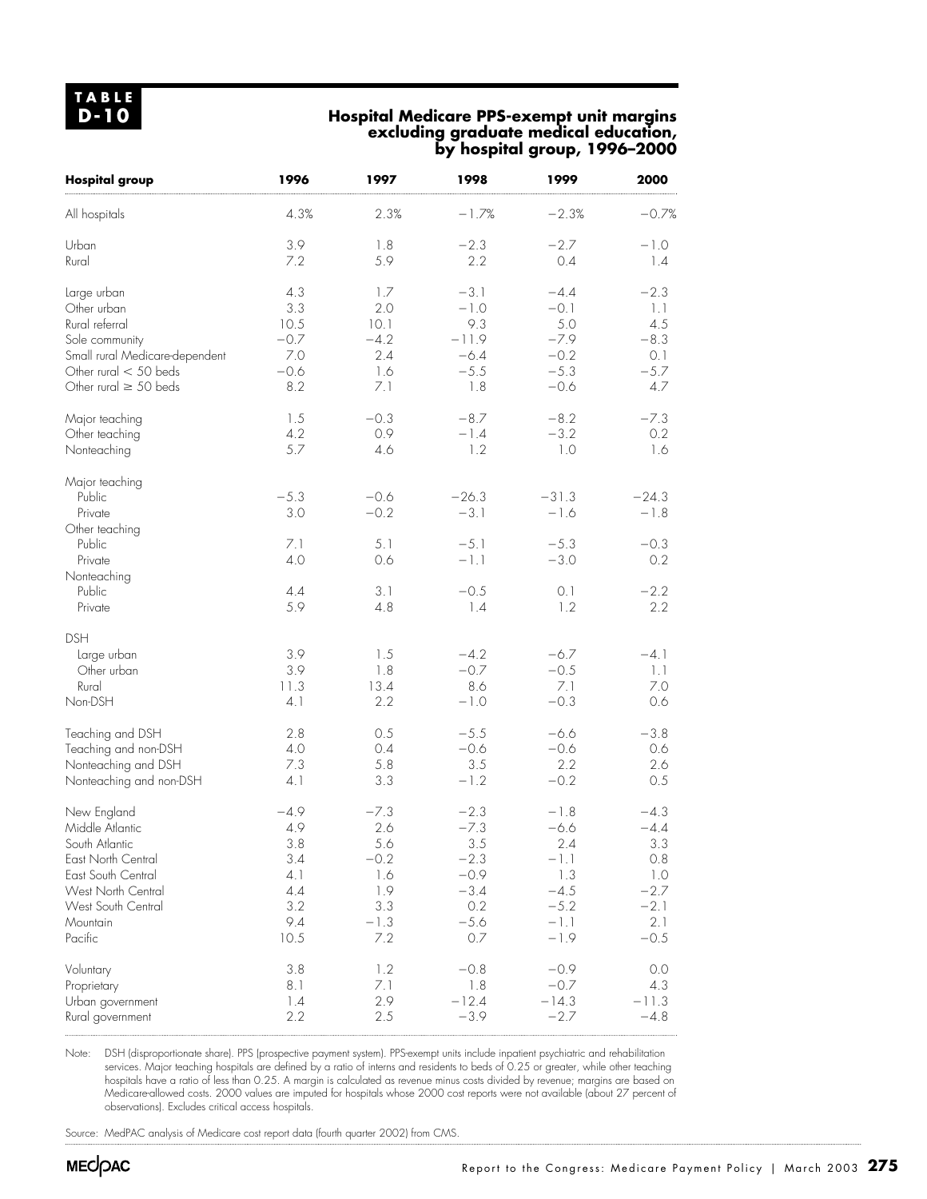**TABLE D-10**

## Hospital Medicare PPS-exempt unit margins excluding graduate medical education, by hospital group, 1996–2000

| Hospital group | 1996 | 1997 | 1998 | 1999 | 2000 |
|---|---|---|---|---|---|
| All hospitals | 4.3% | 2.3% | −1.7% | −2.3% | −0.7% |
| Urban | 3.9 | 1.8 | −2.3 | −2.7 | −1.0 |
| Rural | 7.2 | 5.9 | 2.2 | 0.4 | 1.4 |
| Large urban | 4.3 | 1.7 | −3.1 | −4.4 | −2.3 |
| Other urban | 3.3 | 2.0 | −1.0 | −0.1 | 1.1 |
| Rural referral | 10.5 | 10.1 | 9.3 | 5.0 | 4.5 |
| Sole community | −0.7 | −4.2 | −11.9 | −7.9 | −8.3 |
| Small rural Medicare-dependent | 7.0 | 2.4 | −6.4 | −0.2 | 0.1 |
| Other rural < 50 beds | −0.6 | 1.6 | −5.5 | −5.3 | −5.7 |
| Other rural ≥ 50 beds | 8.2 | 7.1 | 1.8 | −0.6 | 4.7 |
| Major teaching | 1.5 | −0.3 | −8.7 | −8.2 | −7.3 |
| Other teaching | 4.2 | 0.9 | −1.4 | −3.2 | 0.2 |
| Nonteaching | 5.7 | 4.6 | 1.2 | 1.0 | 1.6 |
| Major teaching | | | | | |
| Public | −5.3 | −0.6 | −26.3 | −31.3 | −24.3 |
| Private | 3.0 | −0.2 | −3.1 | −1.6 | −1.8 |
| Other teaching | | | | | |
| Public | 7.1 | 5.1 | −5.1 | −5.3 | −0.3 |
| Private | 4.0 | 0.6 | −1.1 | −3.0 | 0.2 |
| Nonteaching | | | | | |
| Public | 4.4 | 3.1 | −0.5 | 0.1 | −2.2 |
| Private | 5.9 | 4.8 | 1.4 | 1.2 | 2.2 |
| DSH | | | | | |
| Large urban | 3.9 | 1.5 | −4.2 | −6.7 | −4.1 |
| Other urban | 3.9 | 1.8 | −0.7 | −0.5 | 1.1 |
| Rural | 11.3 | 13.4 | 8.6 | 7.1 | 7.0 |
| Non-DSH | 4.1 | 2.2 | −1.0 | −0.3 | 0.6 |
| Teaching and DSH | 2.8 | 0.5 | −5.5 | −6.6 | −3.8 |
| Teaching and non-DSH | 4.0 | 0.4 | −0.6 | −0.6 | 0.6 |
| Nonteaching and DSH | 7.3 | 5.8 | 3.5 | 2.2 | 2.6 |
| Nonteaching and non-DSH | 4.1 | 3.3 | −1.2 | −0.2 | 0.5 |
| New England | −4.9 | −7.3 | −2.3 | −1.8 | −4.3 |
| Middle Atlantic | 4.9 | 2.6 | −7.3 | −6.6 | −4.4 |
| South Atlantic | 3.8 | 5.6 | 3.5 | 2.4 | 3.3 |
| East North Central | 3.4 | −0.2 | −2.3 | −1.1 | 0.8 |
| East South Central | 4.1 | 1.6 | −0.9 | 1.3 | 1.0 |
| West North Central | 4.4 | 1.9 | −3.4 | −4.5 | −2.7 |
| West South Central | 3.2 | 3.3 | 0.2 | −5.2 | −2.1 |
| Mountain | 9.4 | −1.3 | −5.6 | −1.1 | 2.1 |
| Pacific | 10.5 | 7.2 | 0.7 | −1.9 | −0.5 |
| Voluntary | 3.8 | 1.2 | −0.8 | −0.9 | 0.0 |
| Proprietary | 8.1 | 7.1 | 1.8 | −0.7 | 4.3 |
| Urban government | 1.4 | 2.9 | −12.4 | −14.3 | −11.3 |
| Rural government | 2.2 | 2.5 | −3.9 | −2.7 | −4.8 |

Note: DSH (disproportionate share). PPS (prospective payment system). PPS-exempt units include inpatient psychiatric and rehabilitation services. Major teaching hospitals are defined by a ratio of interns and residents to beds of 0.25 or greater, while other teaching hospitals have a ratio of less than 0.25. A margin is calculated as revenue minus costs divided by revenue; margins are based on Medicare-allowed costs. 2000 values are imputed for hospitals whose 2000 cost reports were not available (about 27 percent of observations). Excludes critical access hospitals.

Source: MedPAC analysis of Medicare cost report data (fourth quarter 2002) from CMS.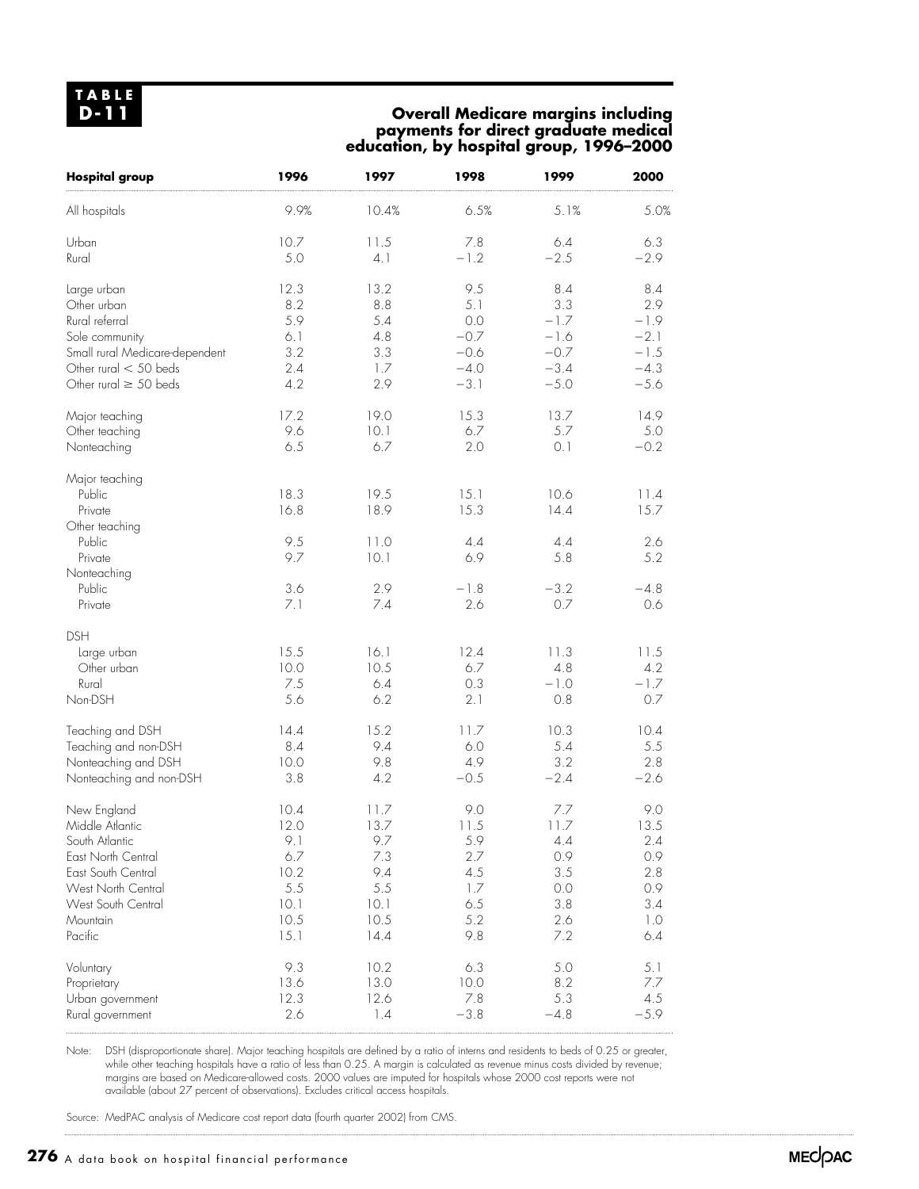**TABLE D-11**

**Overall Medicare margins including payments for direct graduate medical education, by hospital group, 1996–2000**

| Hospital group | 1996 | 1997 | 1998 | 1999 | 2000 |
|---|---|---|---|---|---|
| All hospitals | 9.9% | 10.4% | 6.5% | 5.1% | 5.0% |
| Urban | 10.7 | 11.5 | 7.8 | 6.4 | 6.3 |
| Rural | 5.0 | 4.1 | −1.2 | −2.5 | −2.9 |
| Large urban | 12.3 | 13.2 | 9.5 | 8.4 | 8.4 |
| Other urban | 8.2 | 8.8 | 5.1 | 3.3 | 2.9 |
| Rural referral | 5.9 | 5.4 | 0.0 | −1.7 | −1.9 |
| Sole community | 6.1 | 4.8 | −0.7 | −1.6 | −2.1 |
| Small rural Medicare-dependent | 3.2 | 3.3 | −0.6 | −0.7 | −1.5 |
| Other rural < 50 beds | 2.4 | 1.7 | −4.0 | −3.4 | −4.3 |
| Other rural ≥ 50 beds | 4.2 | 2.9 | −3.1 | −5.0 | −5.6 |
| Major teaching | 17.2 | 19.0 | 15.3 | 13.7 | 14.9 |
| Other teaching | 9.6 | 10.1 | 6.7 | 5.7 | 5.0 |
| Nonteaching | 6.5 | 6.7 | 2.0 | 0.1 | −0.2 |
| Major teaching | | | | | |
| Public | 18.3 | 19.5 | 15.1 | 10.6 | 11.4 |
| Private | 16.8 | 18.9 | 15.3 | 14.4 | 15.7 |
| Other teaching | | | | | |
| Public | 9.5 | 11.0 | 4.4 | 4.4 | 2.6 |
| Private | 9.7 | 10.1 | 6.9 | 5.8 | 5.2 |
| Nonteaching | | | | | |
| Public | 3.6 | 2.9 | −1.8 | −3.2 | −4.8 |
| Private | 7.1 | 7.4 | 2.6 | 0.7 | 0.6 |
| DSH | | | | | |
| Large urban | 15.5 | 16.1 | 12.4 | 11.3 | 11.5 |
| Other urban | 10.0 | 10.5 | 6.7 | 4.8 | 4.2 |
| Rural | 7.5 | 6.4 | 0.3 | −1.0 | −1.7 |
| Non-DSH | 5.6 | 6.2 | 2.1 | 0.8 | 0.7 |
| Teaching and DSH | 14.4 | 15.2 | 11.7 | 10.3 | 10.4 |
| Teaching and non-DSH | 8.4 | 9.4 | 6.0 | 5.4 | 5.5 |
| Nonteaching and DSH | 10.0 | 9.8 | 4.9 | 3.2 | 2.8 |
| Nonteaching and non-DSH | 3.8 | 4.2 | −0.5 | −2.4 | −2.6 |
| New England | 10.4 | 11.7 | 9.0 | 7.7 | 9.0 |
| Middle Atlantic | 12.0 | 13.7 | 11.5 | 11.7 | 13.5 |
| South Atlantic | 9.1 | 9.7 | 5.9 | 4.4 | 2.4 |
| East North Central | 6.7 | 7.3 | 2.7 | 0.9 | 0.9 |
| East South Central | 10.2 | 9.4 | 4.5 | 3.5 | 2.8 |
| West North Central | 5.5 | 5.5 | 1.7 | 0.0 | 0.9 |
| West South Central | 10.1 | 10.1 | 6.5 | 3.8 | 3.4 |
| Mountain | 10.5 | 10.5 | 5.2 | 2.6 | 1.0 |
| Pacific | 15.1 | 14.4 | 9.8 | 7.2 | 6.4 |
| Voluntary | 9.3 | 10.2 | 6.3 | 5.0 | 5.1 |
| Proprietary | 13.6 | 13.0 | 10.0 | 8.2 | 7.7 |
| Urban government | 12.3 | 12.6 | 7.8 | 5.3 | 4.5 |
| Rural government | 2.6 | 1.4 | −3.8 | −4.8 | −5.9 |

Note: DSH (disproportionate share). Major teaching hospitals are defined by a ratio of interns and residents to beds of 0.25 or greater, while other teaching hospitals have a ratio of less than 0.25. A margin is calculated as revenue minus costs divided by revenue; margins are based on Medicare-allowed costs. 2000 values are imputed for hospitals whose 2000 cost reports were not available (about 27 percent of observations). Excludes critical access hospitals.

Source: MedPAC analysis of Medicare cost report data (fourth quarter 2002) from CMS.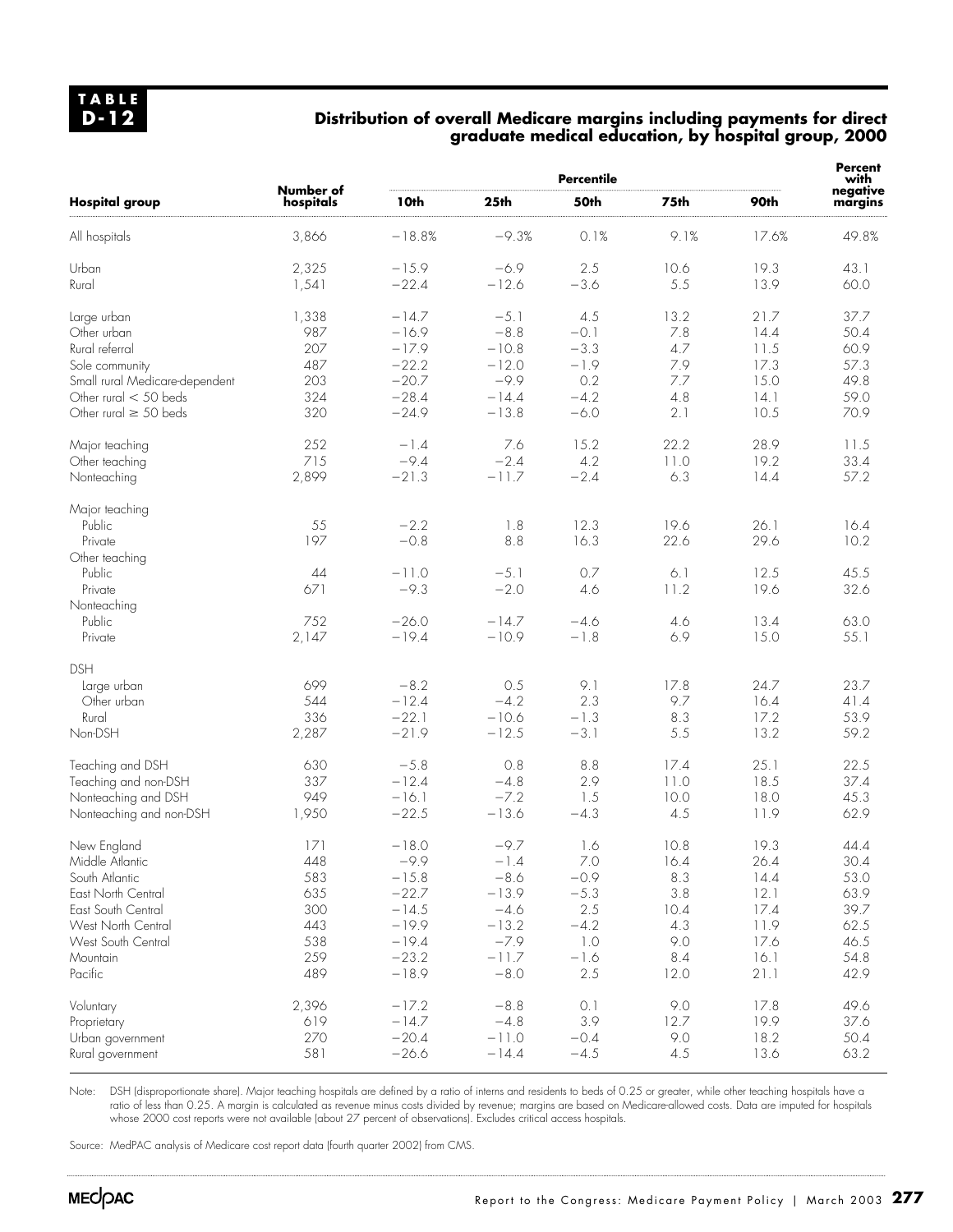**TABLE D-12**

## Distribution of overall Medicare margins including payments for direct graduate medical education, by hospital group, 2000

| Hospital group | Number of hospitals | Percentile | | | | | Percent with negative margins |
|---|---|---|---|---|---|---|---|
| | | 10th | 25th | 50th | 75th | 90th | |
| All hospitals | 3,866 | −18.8% | −9.3% | 0.1% | 9.1% | 17.6% | 49.8% |
| Urban | 2,325 | −15.9 | −6.9 | 2.5 | 10.6 | 19.3 | 43.1 |
| Rural | 1,541 | −22.4 | −12.6 | −3.6 | 5.5 | 13.9 | 60.0 |
| Large urban | 1,338 | −14.7 | −5.1 | 4.5 | 13.2 | 21.7 | 37.7 |
| Other urban | 987 | −16.9 | −8.8 | −0.1 | 7.8 | 14.4 | 50.4 |
| Rural referral | 207 | −17.9 | −10.8 | −3.3 | 4.7 | 11.5 | 60.9 |
| Sole community | 487 | −22.2 | −12.0 | −1.9 | 7.9 | 17.3 | 57.3 |
| Small rural Medicare-dependent | 203 | −20.7 | −9.9 | 0.2 | 7.7 | 15.0 | 49.8 |
| Other rural < 50 beds | 324 | −28.4 | −14.4 | −4.2 | 4.8 | 14.1 | 59.0 |
| Other rural ≥ 50 beds | 320 | −24.9 | −13.8 | −6.0 | 2.1 | 10.5 | 70.9 |
| Major teaching | 252 | −1.4 | 7.6 | 15.2 | 22.2 | 28.9 | 11.5 |
| Other teaching | 715 | −9.4 | −2.4 | 4.2 | 11.0 | 19.2 | 33.4 |
| Nonteaching | 2,899 | −21.3 | −11.7 | −2.4 | 6.3 | 14.4 | 57.2 |
| Major teaching | | | | | | | |
| Public | 55 | −2.2 | 1.8 | 12.3 | 19.6 | 26.1 | 16.4 |
| Private | 197 | −0.8 | 8.8 | 16.3 | 22.6 | 29.6 | 10.2 |
| Other teaching | | | | | | | |
| Public | 44 | −11.0 | −5.1 | 0.7 | 6.1 | 12.5 | 45.5 |
| Private | 671 | −9.3 | −2.0 | 4.6 | 11.2 | 19.6 | 32.6 |
| Nonteaching | | | | | | | |
| Public | 752 | −26.0 | −14.7 | −4.6 | 4.6 | 13.4 | 63.0 |
| Private | 2,147 | −19.4 | −10.9 | −1.8 | 6.9 | 15.0 | 55.1 |
| DSH | | | | | | | |
| Large urban | 699 | −8.2 | 0.5 | 9.1 | 17.8 | 24.7 | 23.7 |
| Other urban | 544 | −12.4 | −4.2 | 2.3 | 9.7 | 16.4 | 41.4 |
| Rural | 336 | −22.1 | −10.6 | −1.3 | 8.3 | 17.2 | 53.9 |
| Non-DSH | 2,287 | −21.9 | −12.5 | −3.1 | 5.5 | 13.2 | 59.2 |
| Teaching and DSH | 630 | −5.8 | 0.8 | 8.8 | 17.4 | 25.1 | 22.5 |
| Teaching and non-DSH | 337 | −12.4 | −4.8 | 2.9 | 11.0 | 18.5 | 37.4 |
| Nonteaching and DSH | 949 | −16.1 | −7.2 | 1.5 | 10.0 | 18.0 | 45.3 |
| Nonteaching and non-DSH | 1,950 | −22.5 | −13.6 | −4.3 | 4.5 | 11.9 | 62.9 |
| New England | 171 | −18.0 | −9.7 | 1.6 | 10.8 | 19.3 | 44.4 |
| Middle Atlantic | 448 | −9.9 | −1.4 | 7.0 | 16.4 | 26.4 | 30.4 |
| South Atlantic | 583 | −15.8 | −8.6 | −0.9 | 8.3 | 14.4 | 53.0 |
| East North Central | 635 | −22.7 | −13.9 | −5.3 | 3.8 | 12.1 | 63.9 |
| East South Central | 300 | −14.5 | −4.6 | 2.5 | 10.4 | 17.4 | 39.7 |
| West North Central | 443 | −19.9 | −13.2 | −4.2 | 4.3 | 11.9 | 62.5 |
| West South Central | 538 | −19.4 | −7.9 | 1.0 | 9.0 | 17.6 | 46.5 |
| Mountain | 259 | −23.2 | −11.7 | −1.6 | 8.4 | 16.1 | 54.8 |
| Pacific | 489 | −18.9 | −8.0 | 2.5 | 12.0 | 21.1 | 42.9 |
| Voluntary | 2,396 | −17.2 | −8.8 | 0.1 | 9.0 | 17.8 | 49.6 |
| Proprietary | 619 | −14.7 | −4.8 | 3.9 | 12.7 | 19.9 | 37.6 |
| Urban government | 270 | −20.4 | −11.0 | −0.4 | 9.0 | 18.2 | 50.4 |
| Rural government | 581 | −26.6 | −14.4 | −4.5 | 4.5 | 13.6 | 63.2 |

Note: DSH (disproportionate share). Major teaching hospitals are defined by a ratio of interns and residents to beds of 0.25 or greater, while other teaching hospitals have a ratio of less than 0.25. A margin is calculated as revenue minus costs divided by revenue; margins are based on Medicare-allowed costs. Data are imputed for hospitals whose 2000 cost reports were not available (about 27 percent of observations). Excludes critical access hospitals.

Source: MedPAC analysis of Medicare cost report data (fourth quarter 2002) from CMS.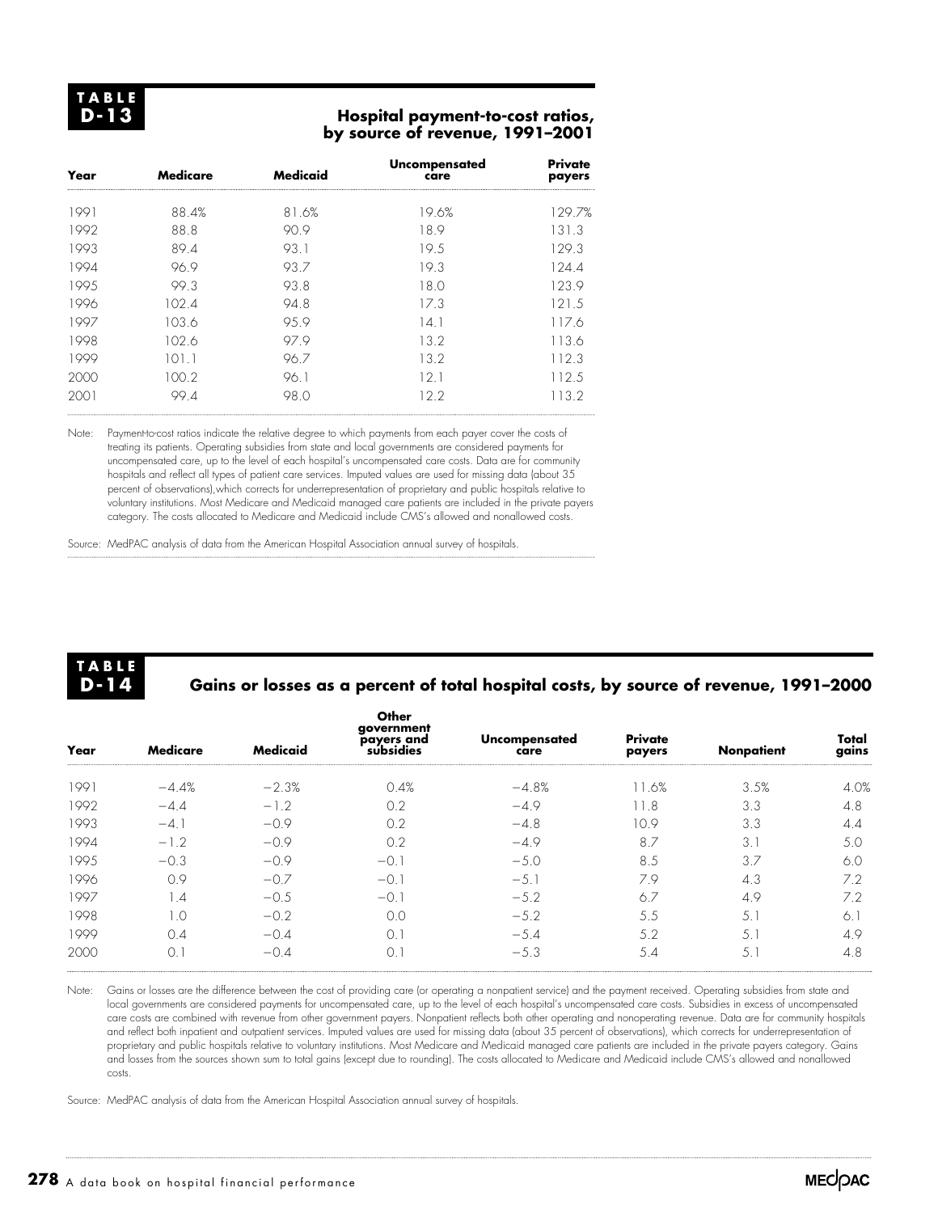**TABLE D-13**

## Hospital payment-to-cost ratios, by source of revenue, 1991–2001

| Year | Medicare | Medicaid | Uncompensated care | Private payers |
|---|---|---|---|---|
| 1991 | 88.4% | 81.6% | 19.6% | 129.7% |
| 1992 | 88.8 | 90.9 | 18.9 | 131.3 |
| 1993 | 89.4 | 93.1 | 19.5 | 129.3 |
| 1994 | 96.9 | 93.7 | 19.3 | 124.4 |
| 1995 | 99.3 | 93.8 | 18.0 | 123.9 |
| 1996 | 102.4 | 94.8 | 17.3 | 121.5 |
| 1997 | 103.6 | 95.9 | 14.1 | 117.6 |
| 1998 | 102.6 | 97.9 | 13.2 | 113.6 |
| 1999 | 101.1 | 96.7 | 13.2 | 112.3 |
| 2000 | 100.2 | 96.1 | 12.1 | 112.5 |
| 2001 | 99.4 | 98.0 | 12.2 | 113.2 |

Note: Payment-to-cost ratios indicate the relative degree to which payments from each payer cover the costs of treating its patients. Operating subsidies from state and local governments are considered payments for uncompensated care, up to the level of each hospital's uncompensated care costs. Data are for community hospitals and reflect all types of patient care services. Imputed values are used for missing data (about 35 percent of observations),which corrects for underrepresentation of proprietary and public hospitals relative to voluntary institutions. Most Medicare and Medicaid managed care patients are included in the private payers category. The costs allocated to Medicare and Medicaid include CMS's allowed and nonallowed costs.

Source: MedPAC analysis of data from the American Hospital Association annual survey of hospitals.

**TABLE D-14**

## Gains or losses as a percent of total hospital costs, by source of revenue, 1991–2000

| Year | Medicare | Medicaid | Other government payers and subsidies | Uncompensated care | Private payers | Nonpatient | Total gains |
|---|---|---|---|---|---|---|---|
| 1991 | −4.4% | −2.3% | 0.4% | −4.8% | 11.6% | 3.5% | 4.0% |
| 1992 | −4.4 | −1.2 | 0.2 | −4.9 | 11.8 | 3.3 | 4.8 |
| 1993 | −4.1 | −0.9 | 0.2 | −4.8 | 10.9 | 3.3 | 4.4 |
| 1994 | −1.2 | −0.9 | 0.2 | −4.9 | 8.7 | 3.1 | 5.0 |
| 1995 | −0.3 | −0.9 | −0.1 | −5.0 | 8.5 | 3.7 | 6.0 |
| 1996 | 0.9 | −0.7 | −0.1 | −5.1 | 7.9 | 4.3 | 7.2 |
| 1997 | 1.4 | −0.5 | −0.1 | −5.2 | 6.7 | 4.9 | 7.2 |
| 1998 | 1.0 | −0.2 | 0.0 | −5.2 | 5.5 | 5.1 | 6.1 |
| 1999 | 0.4 | −0.4 | 0.1 | −5.4 | 5.2 | 5.1 | 4.9 |
| 2000 | 0.1 | −0.4 | 0.1 | −5.3 | 5.4 | 5.1 | 4.8 |

Note: Gains or losses are the difference between the cost of providing care (or operating a nonpatient service) and the payment received. Operating subsidies from state and local governments are considered payments for uncompensated care, up to the level of each hospital's uncompensated care costs. Subsidies in excess of uncompensated care costs are combined with revenue from other government payers. Nonpatient reflects both other operating and nonoperating revenue. Data are for community hospitals and reflect both inpatient and outpatient services. Imputed values are used for missing data (about 35 percent of observations), which corrects for underrepresentation of proprietary and public hospitals relative to voluntary institutions. Most Medicare and Medicaid managed care patients are included in the private payers category. Gains and losses from the sources shown sum to total gains (except due to rounding). The costs allocated to Medicare and Medicaid include CMS's allowed and nonallowed costs.

Source: MedPAC analysis of data from the American Hospital Association annual survey of hospitals.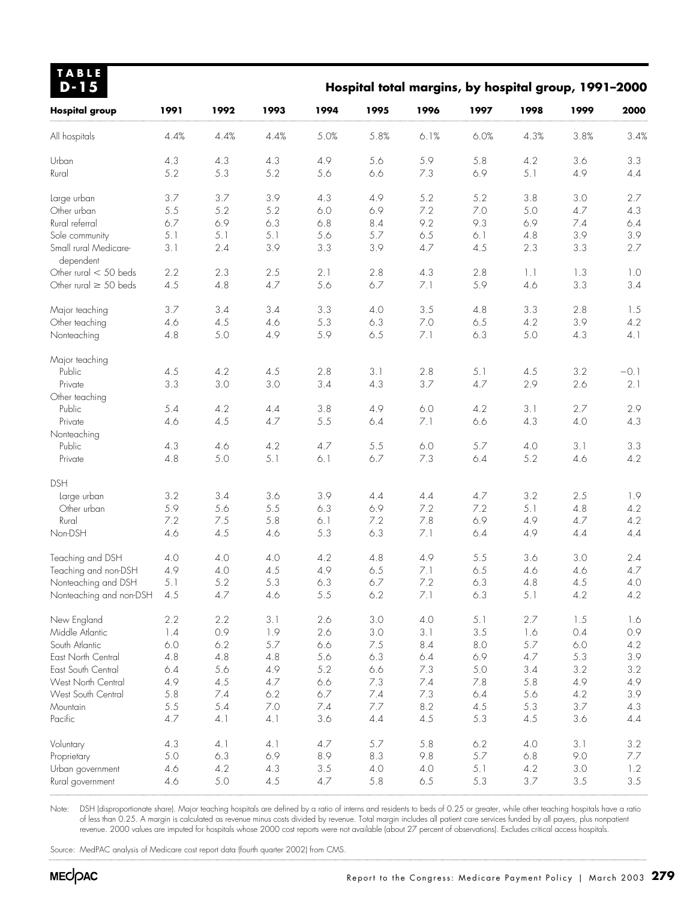**TABLE D-15**

## Hospital total margins, by hospital group, 1991–2000

| Hospital group | 1991 | 1992 | 1993 | 1994 | 1995 | 1996 | 1997 | 1998 | 1999 | 2000 |
|---|---|---|---|---|---|---|---|---|---|---|
| All hospitals | 4.4% | 4.4% | 4.4% | 5.0% | 5.8% | 6.1% | 6.0% | 4.3% | 3.8% | 3.4% |
| Urban | 4.3 | 4.3 | 4.3 | 4.9 | 5.6 | 5.9 | 5.8 | 4.2 | 3.6 | 3.3 |
| Rural | 5.2 | 5.3 | 5.2 | 5.6 | 6.6 | 7.3 | 6.9 | 5.1 | 4.9 | 4.4 |
| Large urban | 3.7 | 3.7 | 3.9 | 4.3 | 4.9 | 5.2 | 5.2 | 3.8 | 3.0 | 2.7 |
| Other urban | 5.5 | 5.2 | 5.2 | 6.0 | 6.9 | 7.2 | 7.0 | 5.0 | 4.7 | 4.3 |
| Rural referral | 6.7 | 6.9 | 6.3 | 6.8 | 8.4 | 9.2 | 9.3 | 6.9 | 7.4 | 6.4 |
| Sole community | 5.1 | 5.1 | 5.1 | 5.6 | 5.7 | 6.5 | 6.1 | 4.8 | 3.9 | 3.9 |
| Small rural Medicare-dependent | 3.1 | 2.4 | 3.9 | 3.3 | 3.9 | 4.7 | 4.5 | 2.3 | 3.3 | 2.7 |
| Other rural < 50 beds | 2.2 | 2.3 | 2.5 | 2.1 | 2.8 | 4.3 | 2.8 | 1.1 | 1.3 | 1.0 |
| Other rural ≥ 50 beds | 4.5 | 4.8 | 4.7 | 5.6 | 6.7 | 7.1 | 5.9 | 4.6 | 3.3 | 3.4 |
| Major teaching | 3.7 | 3.4 | 3.4 | 3.3 | 4.0 | 3.5 | 4.8 | 3.3 | 2.8 | 1.5 |
| Other teaching | 4.6 | 4.5 | 4.6 | 5.3 | 6.3 | 7.0 | 6.5 | 4.2 | 3.9 | 4.2 |
| Nonteaching | 4.8 | 5.0 | 4.9 | 5.9 | 6.5 | 7.1 | 6.3 | 5.0 | 4.3 | 4.1 |
| Major teaching | | | | | | | | | | |
| Public | 4.5 | 4.2 | 4.5 | 2.8 | 3.1 | 2.8 | 5.1 | 4.5 | 3.2 | −0.1 |
| Private | 3.3 | 3.0 | 3.0 | 3.4 | 4.3 | 3.7 | 4.7 | 2.9 | 2.6 | 2.1 |
| Other teaching | | | | | | | | | | |
| Public | 5.4 | 4.2 | 4.4 | 3.8 | 4.9 | 6.0 | 4.2 | 3.1 | 2.7 | 2.9 |
| Private | 4.6 | 4.5 | 4.7 | 5.5 | 6.4 | 7.1 | 6.6 | 4.3 | 4.0 | 4.3 |
| Nonteaching | | | | | | | | | | |
| Public | 4.3 | 4.6 | 4.2 | 4.7 | 5.5 | 6.0 | 5.7 | 4.0 | 3.1 | 3.3 |
| Private | 4.8 | 5.0 | 5.1 | 6.1 | 6.7 | 7.3 | 6.4 | 5.2 | 4.6 | 4.2 |
| DSH | | | | | | | | | | |
| Large urban | 3.2 | 3.4 | 3.6 | 3.9 | 4.4 | 4.4 | 4.7 | 3.2 | 2.5 | 1.9 |
| Other urban | 5.9 | 5.6 | 5.5 | 6.3 | 6.9 | 7.2 | 7.2 | 5.1 | 4.8 | 4.2 |
| Rural | 7.2 | 7.5 | 5.8 | 6.1 | 7.2 | 7.8 | 6.9 | 4.9 | 4.7 | 4.2 |
| Non-DSH | 4.6 | 4.5 | 4.6 | 5.3 | 6.3 | 7.1 | 6.4 | 4.9 | 4.4 | 4.4 |
| Teaching and DSH | 4.0 | 4.0 | 4.0 | 4.2 | 4.8 | 4.9 | 5.5 | 3.6 | 3.0 | 2.4 |
| Teaching and non-DSH | 4.9 | 4.0 | 4.5 | 4.9 | 6.5 | 7.1 | 6.5 | 4.6 | 4.6 | 4.7 |
| Nonteaching and DSH | 5.1 | 5.2 | 5.3 | 6.3 | 6.7 | 7.2 | 6.3 | 4.8 | 4.5 | 4.0 |
| Nonteaching and non-DSH | 4.5 | 4.7 | 4.6 | 5.5 | 6.2 | 7.1 | 6.3 | 5.1 | 4.2 | 4.2 |
| New England | 2.2 | 2.2 | 3.1 | 2.6 | 3.0 | 4.0 | 5.1 | 2.7 | 1.5 | 1.6 |
| Middle Atlantic | 1.4 | 0.9 | 1.9 | 2.6 | 3.0 | 3.1 | 3.5 | 1.6 | 0.4 | 0.9 |
| South Atlantic | 6.0 | 6.2 | 5.7 | 6.6 | 7.5 | 8.4 | 8.0 | 5.7 | 6.0 | 4.2 |
| East North Central | 4.8 | 4.8 | 4.8 | 5.6 | 6.3 | 6.4 | 6.9 | 4.7 | 5.3 | 3.9 |
| East South Central | 6.4 | 5.6 | 4.9 | 5.2 | 6.6 | 7.3 | 5.0 | 3.4 | 3.2 | 3.2 |
| West North Central | 4.9 | 4.5 | 4.7 | 6.6 | 7.3 | 7.4 | 7.8 | 5.8 | 4.9 | 4.9 |
| West South Central | 5.8 | 7.4 | 6.2 | 6.7 | 7.4 | 7.3 | 6.4 | 5.6 | 4.2 | 3.9 |
| Mountain | 5.5 | 5.4 | 7.0 | 7.4 | 7.7 | 8.2 | 4.5 | 5.3 | 3.7 | 4.3 |
| Pacific | 4.7 | 4.1 | 4.1 | 3.6 | 4.4 | 4.5 | 5.3 | 4.5 | 3.6 | 4.4 |
| Voluntary | 4.3 | 4.1 | 4.1 | 4.7 | 5.7 | 5.8 | 6.2 | 4.0 | 3.1 | 3.2 |
| Proprietary | 5.0 | 6.3 | 6.9 | 8.9 | 8.3 | 9.8 | 5.7 | 6.8 | 9.0 | 7.7 |
| Urban government | 4.6 | 4.2 | 4.3 | 3.5 | 4.0 | 4.0 | 5.1 | 4.2 | 3.0 | 1.2 |
| Rural government | 4.6 | 5.0 | 4.5 | 4.7 | 5.8 | 6.5 | 5.3 | 3.7 | 3.5 | 3.5 |

Note: DSH (disproportionate share). Major teaching hospitals are defined by a ratio of interns and residents to beds of 0.25 or greater, while other teaching hospitals have a ratio of less than 0.25. A margin is calculated as revenue minus costs divided by revenue. Total margin includes all patient care services funded by all payers, plus nonpatient revenue. 2000 values are imputed for hospitals whose 2000 cost reports were not available (about 27 percent of observations). Excludes critical access hospitals.

Source: MedPAC analysis of Medicare cost report data (fourth quarter 2002) from CMS.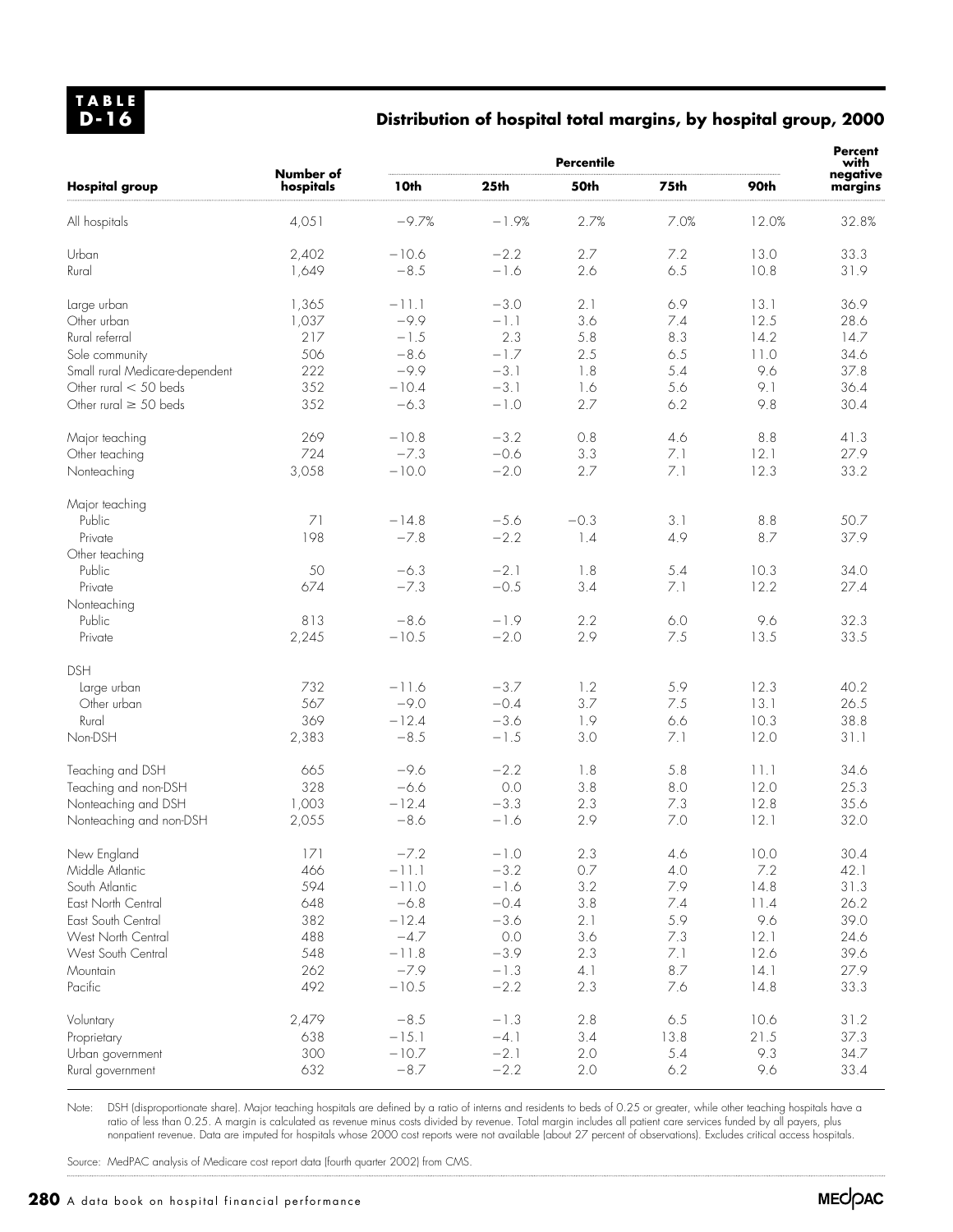**TABLE D-16**

## Distribution of hospital total margins, by hospital group, 2000

| Hospital group | Number of hospitals | Percentile | | | | | Percent with negative margins |
|---|---|---|---|---|---|---|---|
| | | 10th | 25th | 50th | 75th | 90th | |
| All hospitals | 4,051 | −9.7% | −1.9% | 2.7% | 7.0% | 12.0% | 32.8% |
| Urban | 2,402 | −10.6 | −2.2 | 2.7 | 7.2 | 13.0 | 33.3 |
| Rural | 1,649 | −8.5 | −1.6 | 2.6 | 6.5 | 10.8 | 31.9 |
| Large urban | 1,365 | −11.1 | −3.0 | 2.1 | 6.9 | 13.1 | 36.9 |
| Other urban | 1,037 | −9.9 | −1.1 | 3.6 | 7.4 | 12.5 | 28.6 |
| Rural referral | 217 | −1.5 | 2.3 | 5.8 | 8.3 | 14.2 | 14.7 |
| Sole community | 506 | −8.6 | −1.7 | 2.5 | 6.5 | 11.0 | 34.6 |
| Small rural Medicare-dependent | 222 | −9.9 | −3.1 | 1.8 | 5.4 | 9.6 | 37.8 |
| Other rural < 50 beds | 352 | −10.4 | −3.1 | 1.6 | 5.6 | 9.1 | 36.4 |
| Other rural ≥ 50 beds | 352 | −6.3 | −1.0 | 2.7 | 6.2 | 9.8 | 30.4 |
| Major teaching | 269 | −10.8 | −3.2 | 0.8 | 4.6 | 8.8 | 41.3 |
| Other teaching | 724 | −7.3 | −0.6 | 3.3 | 7.1 | 12.1 | 27.9 |
| Nonteaching | 3,058 | −10.0 | −2.0 | 2.7 | 7.1 | 12.3 | 33.2 |
| Major teaching | | | | | | | |
| Public | 71 | −14.8 | −5.6 | −0.3 | 3.1 | 8.8 | 50.7 |
| Private | 198 | −7.8 | −2.2 | 1.4 | 4.9 | 8.7 | 37.9 |
| Other teaching | | | | | | | |
| Public | 50 | −6.3 | −2.1 | 1.8 | 5.4 | 10.3 | 34.0 |
| Private | 674 | −7.3 | −0.5 | 3.4 | 7.1 | 12.2 | 27.4 |
| Nonteaching | | | | | | | |
| Public | 813 | −8.6 | −1.9 | 2.2 | 6.0 | 9.6 | 32.3 |
| Private | 2,245 | −10.5 | −2.0 | 2.9 | 7.5 | 13.5 | 33.5 |
| DSH | | | | | | | |
| Large urban | 732 | −11.6 | −3.7 | 1.2 | 5.9 | 12.3 | 40.2 |
| Other urban | 567 | −9.0 | −0.4 | 3.7 | 7.5 | 13.1 | 26.5 |
| Rural | 369 | −12.4 | −3.6 | 1.9 | 6.6 | 10.3 | 38.8 |
| Non-DSH | 2,383 | −8.5 | −1.5 | 3.0 | 7.1 | 12.0 | 31.1 |
| Teaching and DSH | 665 | −9.6 | −2.2 | 1.8 | 5.8 | 11.1 | 34.6 |
| Teaching and non-DSH | 328 | −6.6 | 0.0 | 3.8 | 8.0 | 12.0 | 25.3 |
| Nonteaching and DSH | 1,003 | −12.4 | −3.3 | 2.3 | 7.3 | 12.8 | 35.6 |
| Nonteaching and non-DSH | 2,055 | −8.6 | −1.6 | 2.9 | 7.0 | 12.1 | 32.0 |
| New England | 171 | −7.2 | −1.0 | 2.3 | 4.6 | 10.0 | 30.4 |
| Middle Atlantic | 466 | −11.1 | −3.2 | 0.7 | 4.0 | 7.2 | 42.1 |
| South Atlantic | 594 | −11.0 | −1.6 | 3.2 | 7.9 | 14.8 | 31.3 |
| East North Central | 648 | −6.8 | −0.4 | 3.8 | 7.4 | 11.4 | 26.2 |
| East South Central | 382 | −12.4 | −3.6 | 2.1 | 5.9 | 9.6 | 39.0 |
| West North Central | 488 | −4.7 | 0.0 | 3.6 | 7.3 | 12.1 | 24.6 |
| West South Central | 548 | −11.8 | −3.9 | 2.3 | 7.1 | 12.6 | 39.6 |
| Mountain | 262 | −7.9 | −1.3 | 4.1 | 8.7 | 14.1 | 27.9 |
| Pacific | 492 | −10.5 | −2.2 | 2.3 | 7.6 | 14.8 | 33.3 |
| Voluntary | 2,479 | −8.5 | −1.3 | 2.8 | 6.5 | 10.6 | 31.2 |
| Proprietary | 638 | −15.1 | −4.1 | 3.4 | 13.8 | 21.5 | 37.3 |
| Urban government | 300 | −10.7 | −2.1 | 2.0 | 5.4 | 9.3 | 34.7 |
| Rural government | 632 | −8.7 | −2.2 | 2.0 | 6.2 | 9.6 | 33.4 |

Note: DSH (disproportionate share). Major teaching hospitals are defined by a ratio of interns and residents to beds of 0.25 or greater, while other teaching hospitals have a ratio of less than 0.25. A margin is calculated as revenue minus costs divided by revenue. Total margin includes all patient care services funded by all payers, plus nonpatient revenue. Data are imputed for hospitals whose 2000 cost reports were not available (about 27 percent of observations). Excludes critical access hospitals.

Source: MedPAC analysis of Medicare cost report data (fourth quarter 2002) from CMS.